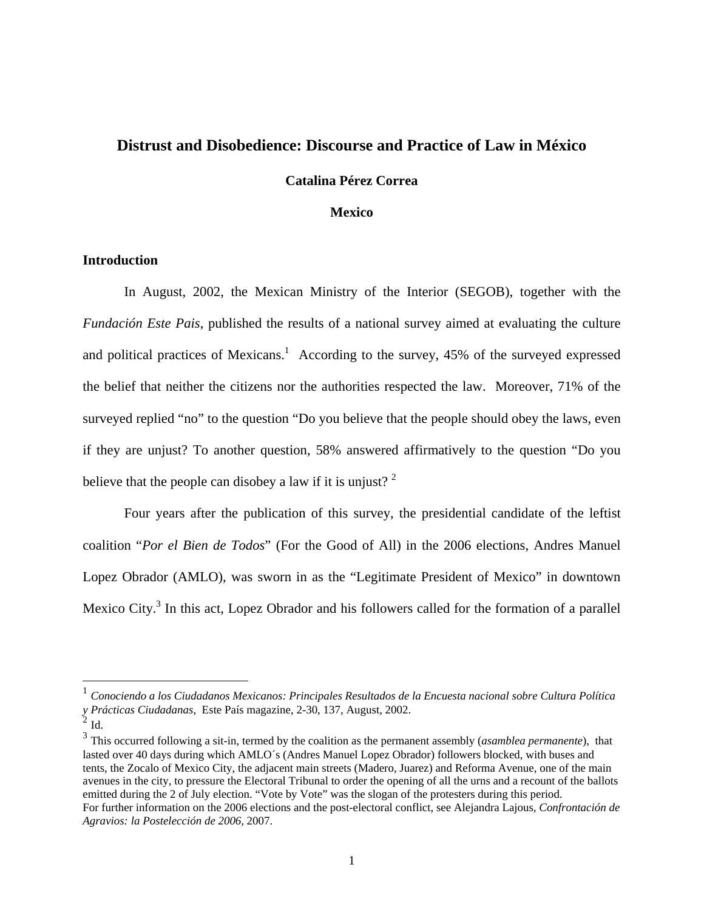# Distrust and Disobedience: Discourse and Practice of Law in México

**Catalina Pérez Correa**

**Mexico**

## Introduction

In August, 2002, the Mexican Ministry of the Interior (SEGOB), together with the *Fundación Este Pais*, published the results of a national survey aimed at evaluating the culture and political practices of Mexicans.[1] According to the survey, 45% of the surveyed expressed the belief that neither the citizens nor the authorities respected the law. Moreover, 71% of the surveyed replied "no" to the question "Do you believe that the people should obey the laws, even if they are unjust? To another question, 58% answered affirmatively to the question "Do you believe that the people can disobey a law if it is unjust? [2]

Four years after the publication of this survey, the presidential candidate of the leftist coalition "*Por el Bien de Todos*" (For the Good of All) in the 2006 elections, Andres Manuel Lopez Obrador (AMLO), was sworn in as the "Legitimate President of Mexico" in downtown Mexico City.[3] In this act, Lopez Obrador and his followers called for the formation of a parallel

---

[1] *Conociendo a los Ciudadanos Mexicanos: Principales Resultados de la Encuesta nacional sobre Cultura Política y Prácticas Ciudadanas,* Este País magazine, 2-30, 137, August, 2002.

[2] Id.

[3] This occurred following a sit-in, termed by the coalition as the permanent assembly (*asamblea permanente*), that lasted over 40 days during which AMLO´s (Andres Manuel Lopez Obrador) followers blocked, with buses and tents, the Zocalo of Mexico City, the adjacent main streets (Madero, Juarez) and Reforma Avenue, one of the main avenues in the city, to pressure the Electoral Tribunal to order the opening of all the urns and a recount of the ballots emitted during the 2 of July election. "Vote by Vote" was the slogan of the protesters during this period.
For further information on the 2006 elections and the post-electoral conflict, see Alejandra Lajous, *Confrontación de Agravios: la Postelección de 2006,* 2007.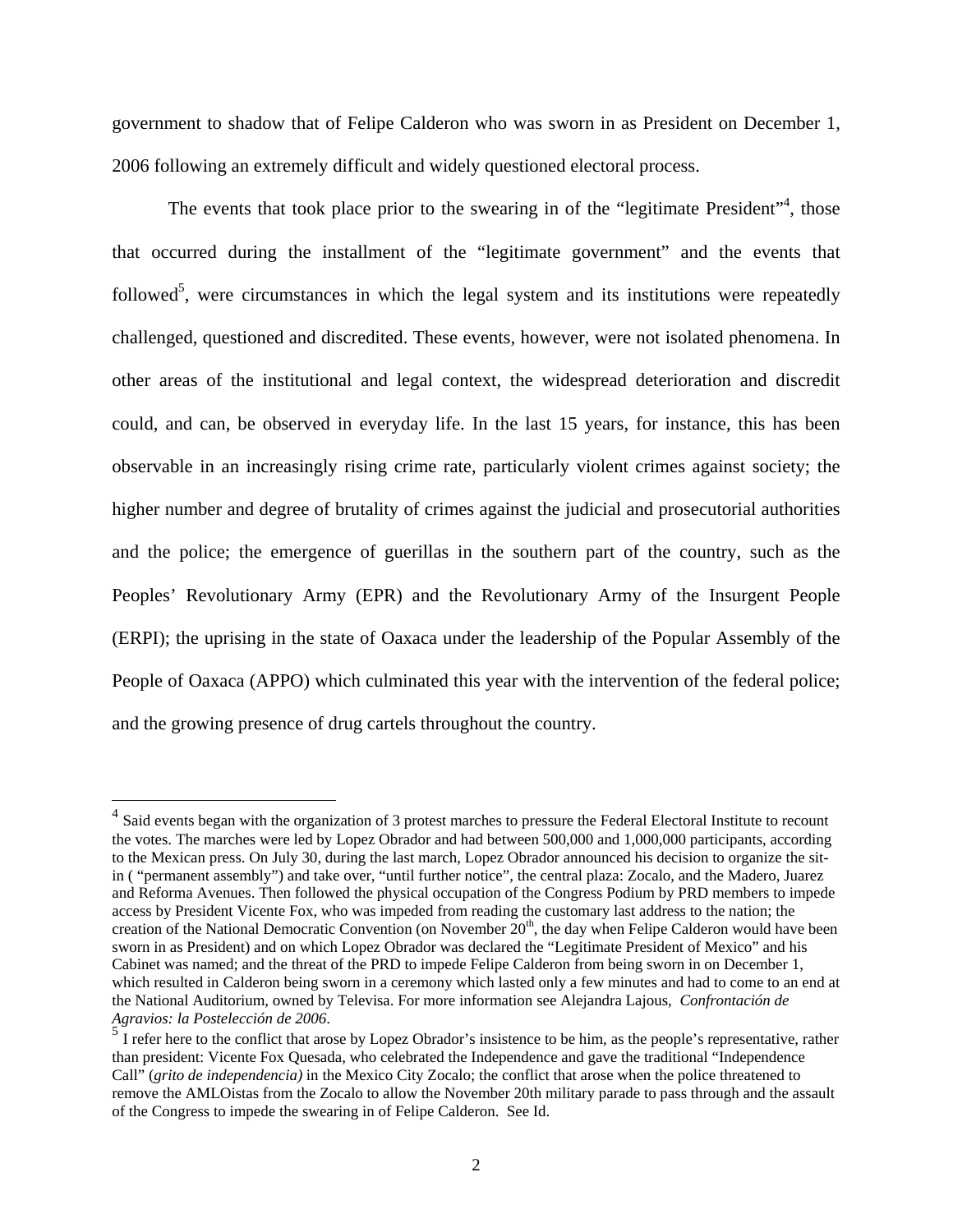government to shadow that of Felipe Calderon who was sworn in as President on December 1, 2006 following an extremely difficult and widely questioned electoral process.

The events that took place prior to the swearing in of the "legitimate President"[4], those that occurred during the installment of the "legitimate government" and the events that followed[5], were circumstances in which the legal system and its institutions were repeatedly challenged, questioned and discredited. These events, however, were not isolated phenomena. In other areas of the institutional and legal context, the widespread deterioration and discredit could, and can, be observed in everyday life. In the last 15 years, for instance, this has been observable in an increasingly rising crime rate, particularly violent crimes against society; the higher number and degree of brutality of crimes against the judicial and prosecutorial authorities and the police; the emergence of guerillas in the southern part of the country, such as the Peoples' Revolutionary Army (EPR) and the Revolutionary Army of the Insurgent People (ERPI); the uprising in the state of Oaxaca under the leadership of the Popular Assembly of the People of Oaxaca (APPO) which culminated this year with the intervention of the federal police; and the growing presence of drug cartels throughout the country.

---

[4] Said events began with the organization of 3 protest marches to pressure the Federal Electoral Institute to recount the votes. The marches were led by Lopez Obrador and had between 500,000 and 1,000,000 participants, according to the Mexican press. On July 30, during the last march, Lopez Obrador announced his decision to organize the sit-in ( "permanent assembly") and take over, "until further notice", the central plaza: Zocalo, and the Madero, Juarez and Reforma Avenues. Then followed the physical occupation of the Congress Podium by PRD members to impede access by President Vicente Fox, who was impeded from reading the customary last address to the nation; the creation of the National Democratic Convention (on November 20th, the day when Felipe Calderon would have been sworn in as President) and on which Lopez Obrador was declared the "Legitimate President of Mexico" and his Cabinet was named; and the threat of the PRD to impede Felipe Calderon from being sworn in on December 1, which resulted in Calderon being sworn in a ceremony which lasted only a few minutes and had to come to an end at the National Auditorium, owned by Televisa. For more information see Alejandra Lajous, *Confrontación de Agravios: la Postelección de 2006*.

[5] I refer here to the conflict that arose by Lopez Obrador's insistence to be him, as the people's representative, rather than president: Vicente Fox Quesada, who celebrated the Independence and gave the traditional "Independence Call" (*grito de independencia)* in the Mexico City Zocalo; the conflict that arose when the police threatened to remove the AMLOistas from the Zocalo to allow the November 20th military parade to pass through and the assault of the Congress to impede the swearing in of Felipe Calderon. See Id.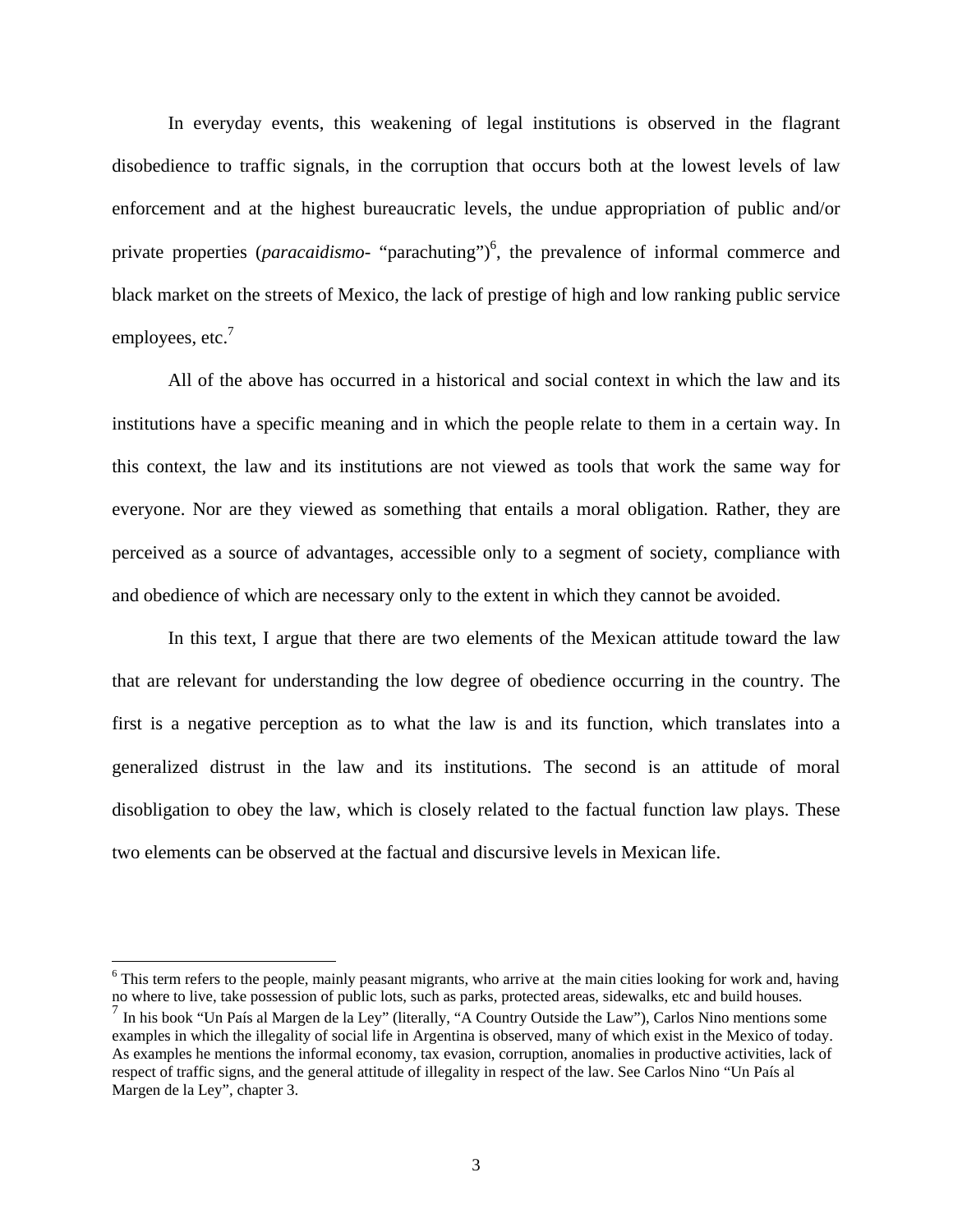In everyday events, this weakening of legal institutions is observed in the flagrant disobedience to traffic signals, in the corruption that occurs both at the lowest levels of law enforcement and at the highest bureaucratic levels, the undue appropriation of public and/or private properties (*paracaidismo*- "parachuting")[6], the prevalence of informal commerce and black market on the streets of Mexico, the lack of prestige of high and low ranking public service employees, etc.[7]

All of the above has occurred in a historical and social context in which the law and its institutions have a specific meaning and in which the people relate to them in a certain way. In this context, the law and its institutions are not viewed as tools that work the same way for everyone. Nor are they viewed as something that entails a moral obligation. Rather, they are perceived as a source of advantages, accessible only to a segment of society, compliance with and obedience of which are necessary only to the extent in which they cannot be avoided.

In this text, I argue that there are two elements of the Mexican attitude toward the law that are relevant for understanding the low degree of obedience occurring in the country. The first is a negative perception as to what the law is and its function, which translates into a generalized distrust in the law and its institutions. The second is an attitude of moral disobligation to obey the law, which is closely related to the factual function law plays. These two elements can be observed at the factual and discursive levels in Mexican life.

---

[6] This term refers to the people, mainly peasant migrants, who arrive at the main cities looking for work and, having no where to live, take possession of public lots, such as parks, protected areas, sidewalks, etc and build houses.

[7] In his book "Un País al Margen de la Ley" (literally, "A Country Outside the Law"), Carlos Nino mentions some examples in which the illegality of social life in Argentina is observed, many of which exist in the Mexico of today. As examples he mentions the informal economy, tax evasion, corruption, anomalies in productive activities, lack of respect of traffic signs, and the general attitude of illegality in respect of the law. See Carlos Nino "Un País al Margen de la Ley", chapter 3.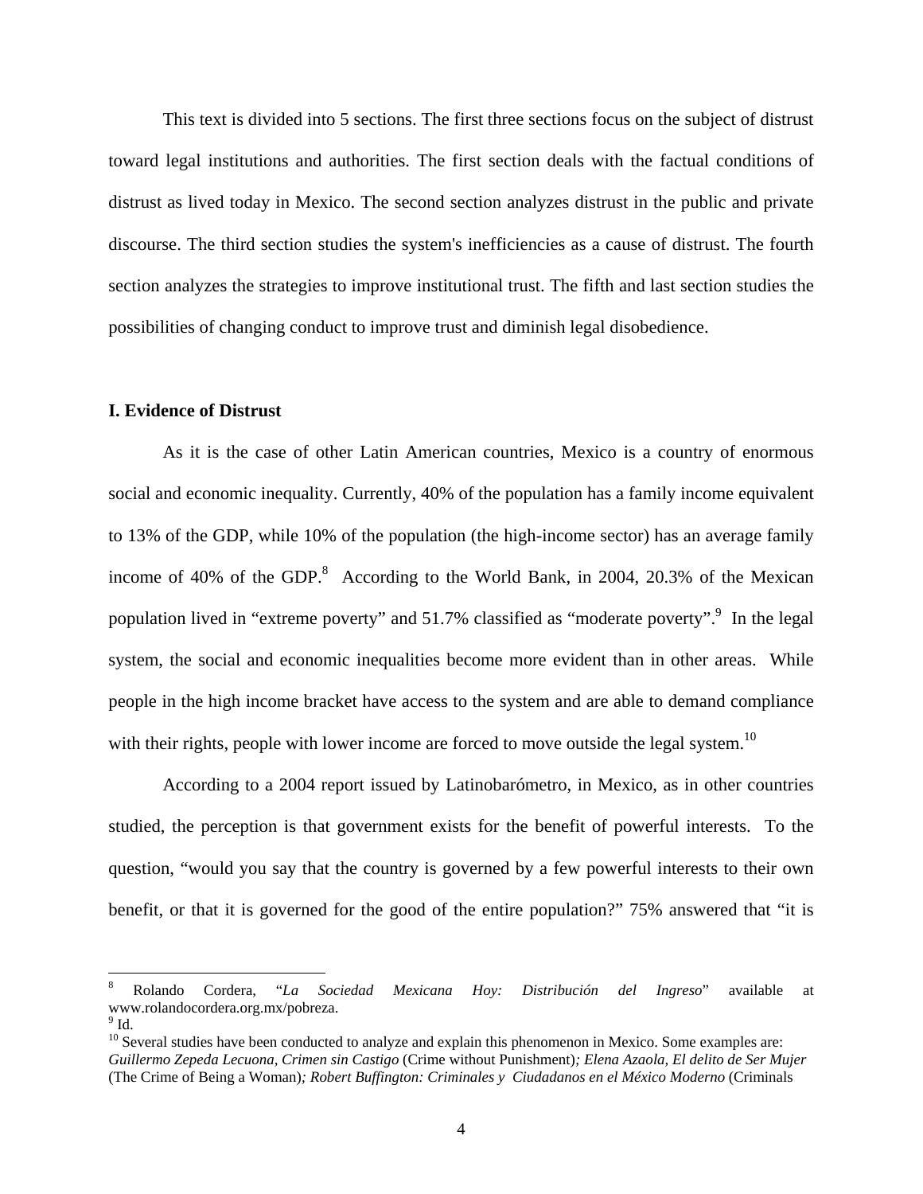This text is divided into 5 sections. The first three sections focus on the subject of distrust toward legal institutions and authorities. The first section deals with the factual conditions of distrust as lived today in Mexico. The second section analyzes distrust in the public and private discourse. The third section studies the system's inefficiencies as a cause of distrust. The fourth section analyzes the strategies to improve institutional trust. The fifth and last section studies the possibilities of changing conduct to improve trust and diminish legal disobedience.

## I. Evidence of Distrust

As it is the case of other Latin American countries, Mexico is a country of enormous social and economic inequality. Currently, 40% of the population has a family income equivalent to 13% of the GDP, while 10% of the population (the high-income sector) has an average family income of 40% of the GDP.[8] According to the World Bank, in 2004, 20.3% of the Mexican population lived in "extreme poverty" and 51.7% classified as "moderate poverty".[9] In the legal system, the social and economic inequalities become more evident than in other areas. While people in the high income bracket have access to the system and are able to demand compliance with their rights, people with lower income are forced to move outside the legal system.[10]

According to a 2004 report issued by Latinobarómetro, in Mexico, as in other countries studied, the perception is that government exists for the benefit of powerful interests. To the question, "would you say that the country is governed by a few powerful interests to their own benefit, or that it is governed for the good of the entire population?" 75% answered that "it is

---

[8] Rolando Cordera, "*La Sociedad Mexicana Hoy: Distribución del Ingreso*" available at www.rolandocordera.org.mx/pobreza.

[9] Id.

[10] Several studies have been conducted to analyze and explain this phenomenon in Mexico. Some examples are: *Guillermo Zepeda Lecuona, Crimen sin Castigo* (Crime without Punishment)*; Elena Azaola, El delito de Ser Mujer* (The Crime of Being a Woman)*; Robert Buffington: Criminales y Ciudadanos en el México Moderno* (Criminals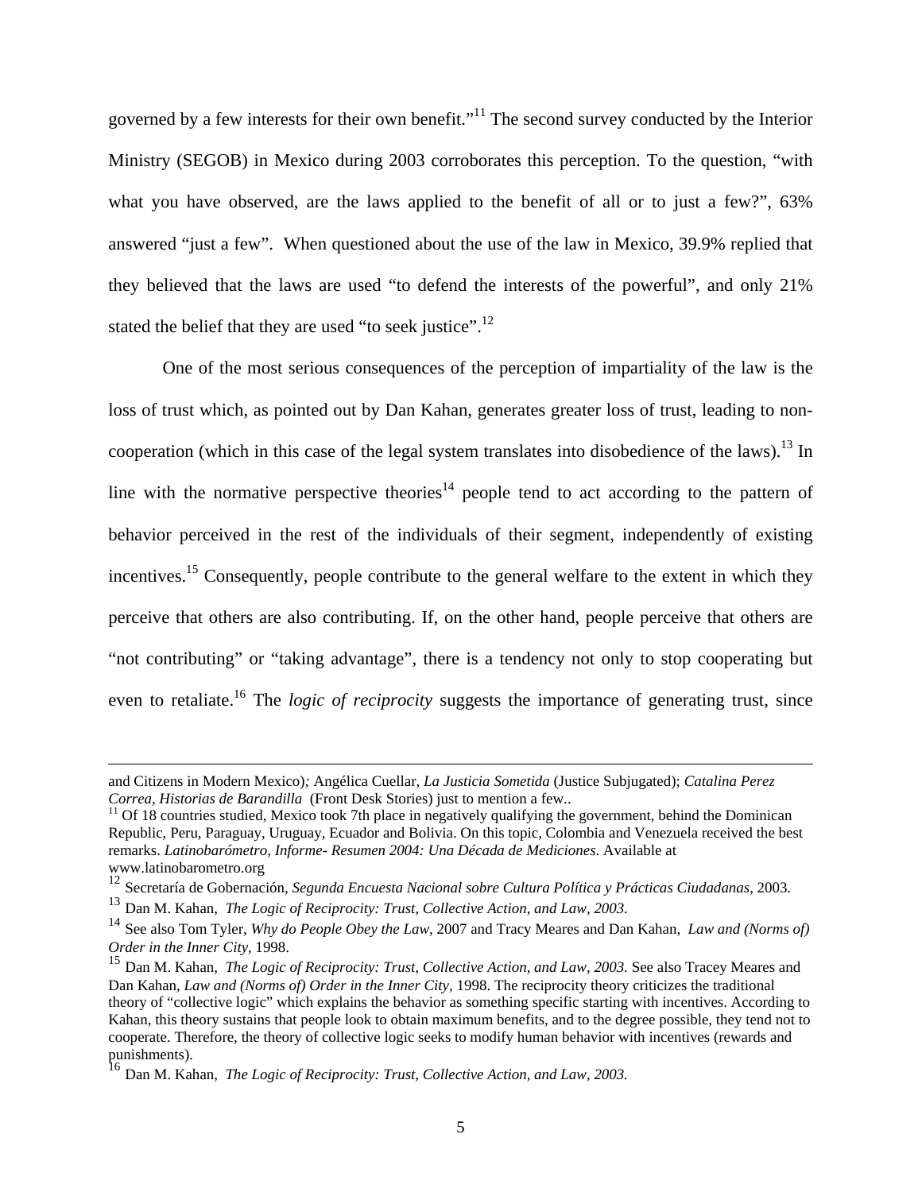governed by a few interests for their own benefit."[11] The second survey conducted by the Interior Ministry (SEGOB) in Mexico during 2003 corroborates this perception. To the question, "with what you have observed, are the laws applied to the benefit of all or to just a few?", 63% answered "just a few". When questioned about the use of the law in Mexico, 39.9% replied that they believed that the laws are used "to defend the interests of the powerful", and only 21% stated the belief that they are used "to seek justice".[12]

One of the most serious consequences of the perception of impartiality of the law is the loss of trust which, as pointed out by Dan Kahan, generates greater loss of trust, leading to non-cooperation (which in this case of the legal system translates into disobedience of the laws).[13] In line with the normative perspective theories[14] people tend to act according to the pattern of behavior perceived in the rest of the individuals of their segment, independently of existing incentives.[15] Consequently, people contribute to the general welfare to the extent in which they perceive that others are also contributing. If, on the other hand, people perceive that others are "not contributing" or "taking advantage", there is a tendency not only to stop cooperating but even to retaliate.[16] The *logic of reciprocity* suggests the importance of generating trust, since

---

and Citizens in Modern Mexico); Angélica Cuellar, *La Justicia Sometida* (Justice Subjugated); *Catalina Perez Correa, Historias de Barandilla* (Front Desk Stories) just to mention a few..

[11] Of 18 countries studied, Mexico took 7th place in negatively qualifying the government, behind the Dominican Republic, Peru, Paraguay, Uruguay, Ecuador and Bolivia. On this topic, Colombia and Venezuela received the best remarks. *Latinobarómetro, Informe- Resumen 2004: Una Década de Mediciones*. Available at www.latinobarometro.org

[12] Secretaría de Gobernación, *Segunda Encuesta Nacional sobre Cultura Política y Prácticas Ciudadanas*, 2003.

[13] Dan M. Kahan, *The Logic of Reciprocity: Trust, Collective Action, and Law, 2003.*

[14] See also Tom Tyler, *Why do People Obey the Law*, 2007 and Tracy Meares and Dan Kahan, *Law and (Norms of) Order in the Inner City*, 1998.

[15] Dan M. Kahan, *The Logic of Reciprocity: Trust, Collective Action, and Law, 2003.* See also Tracey Meares and Dan Kahan, *Law and (Norms of) Order in the Inner City*, 1998. The reciprocity theory criticizes the traditional theory of "collective logic" which explains the behavior as something specific starting with incentives. According to Kahan, this theory sustains that people look to obtain maximum benefits, and to the degree possible, they tend not to cooperate. Therefore, the theory of collective logic seeks to modify human behavior with incentives (rewards and punishments).

[16] Dan M. Kahan, *The Logic of Reciprocity: Trust, Collective Action, and Law, 2003.*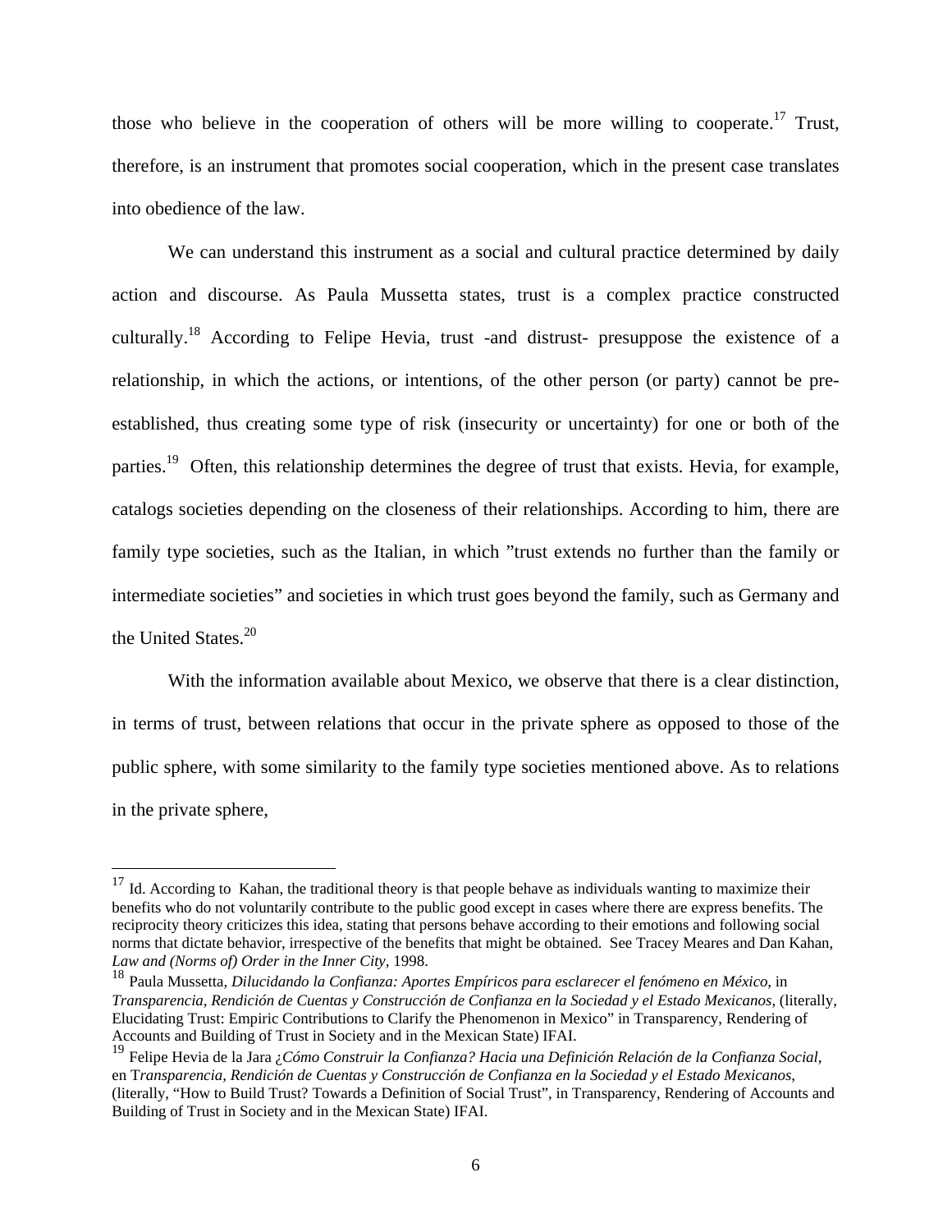those who believe in the cooperation of others will be more willing to cooperate.[17] Trust, therefore, is an instrument that promotes social cooperation, which in the present case translates into obedience of the law.

We can understand this instrument as a social and cultural practice determined by daily action and discourse. As Paula Mussetta states, trust is a complex practice constructed culturally.[18] According to Felipe Hevia, trust -and distrust- presuppose the existence of a relationship, in which the actions, or intentions, of the other person (or party) cannot be pre-established, thus creating some type of risk (insecurity or uncertainty) for one or both of the parties.[19] Often, this relationship determines the degree of trust that exists. Hevia, for example, catalogs societies depending on the closeness of their relationships. According to him, there are family type societies, such as the Italian, in which "trust extends no further than the family or intermediate societies" and societies in which trust goes beyond the family, such as Germany and the United States.[20]

With the information available about Mexico, we observe that there is a clear distinction, in terms of trust, between relations that occur in the private sphere as opposed to those of the public sphere, with some similarity to the family type societies mentioned above. As to relations in the private sphere,

---

[17] Id. According to Kahan, the traditional theory is that people behave as individuals wanting to maximize their benefits who do not voluntarily contribute to the public good except in cases where there are express benefits. The reciprocity theory criticizes this idea, stating that persons behave according to their emotions and following social norms that dictate behavior, irrespective of the benefits that might be obtained. See Tracey Meares and Dan Kahan, *Law and (Norms of) Order in the Inner City*, 1998.

[18] Paula Mussetta, *Dilucidando la Confianza: Aportes Empíricos para esclarecer el fenómeno en México*, in *Transparencia, Rendición de Cuentas y Construcción de Confianza en la Sociedad y el Estado Mexicanos*, (literally, Elucidating Trust: Empiric Contributions to Clarify the Phenomenon in Mexico" in Transparency, Rendering of Accounts and Building of Trust in Society and in the Mexican State) IFAI.

[19] Felipe Hevia de la Jara *¿Cómo Construir la Confianza? Hacia una Definición Relación de la Confianza Social*, en T*ransparencia, Rendición de Cuentas y Construcción de Confianza en la Sociedad y el Estado Mexicanos*, (literally, "How to Build Trust? Towards a Definition of Social Trust", in Transparency, Rendering of Accounts and Building of Trust in Society and in the Mexican State) IFAI.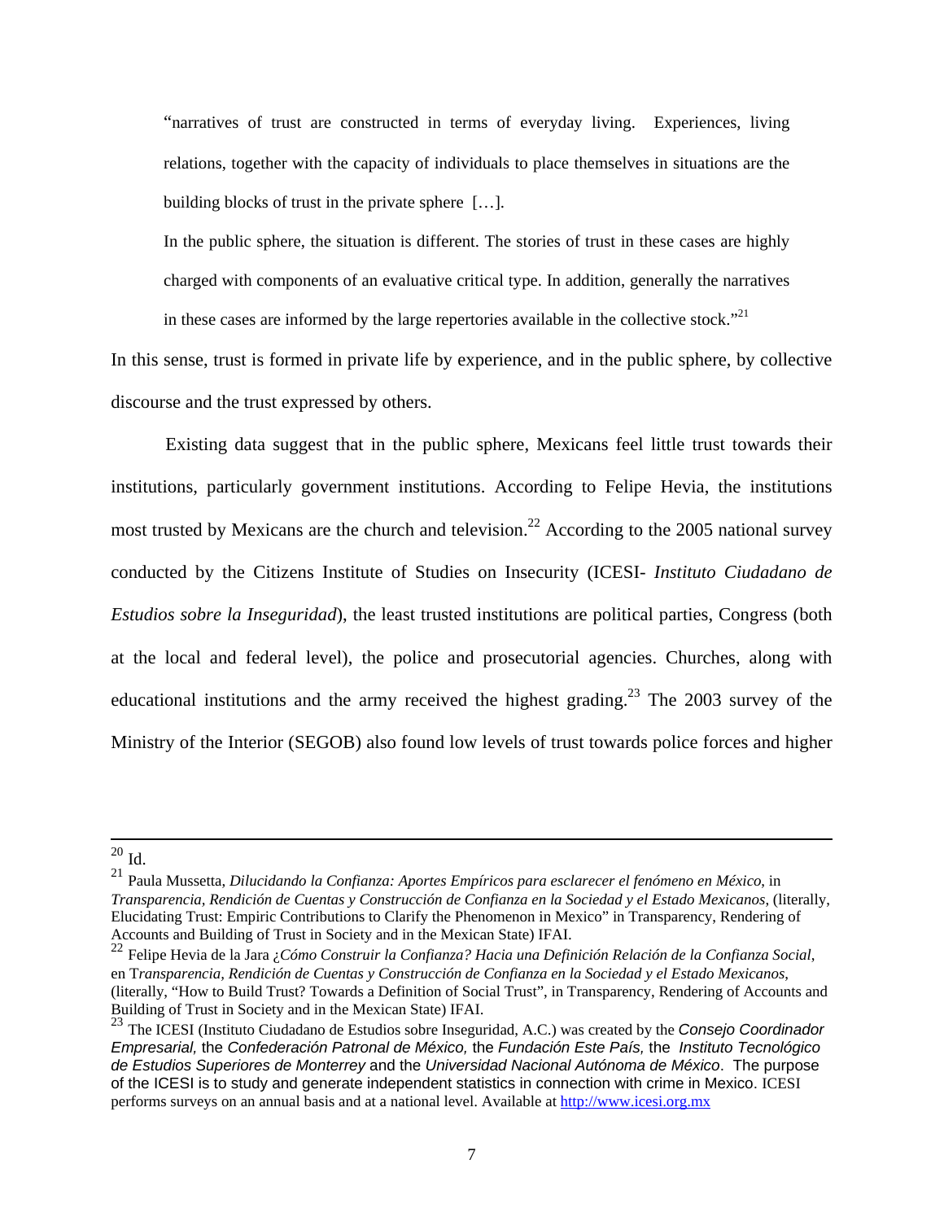> "narratives of trust are constructed in terms of everyday living. Experiences, living relations, together with the capacity of individuals to place themselves in situations are the building blocks of trust in the private sphere […].
>
> In the public sphere, the situation is different. The stories of trust in these cases are highly charged with components of an evaluative critical type. In addition, generally the narratives in these cases are informed by the large repertories available in the collective stock."[21]

In this sense, trust is formed in private life by experience, and in the public sphere, by collective discourse and the trust expressed by others.

Existing data suggest that in the public sphere, Mexicans feel little trust towards their institutions, particularly government institutions. According to Felipe Hevia, the institutions most trusted by Mexicans are the church and television.[22] According to the 2005 national survey conducted by the Citizens Institute of Studies on Insecurity (ICESI- *Instituto Ciudadano de Estudios sobre la Inseguridad*), the least trusted institutions are political parties, Congress (both at the local and federal level), the police and prosecutorial agencies. Churches, along with educational institutions and the army received the highest grading.[23] The 2003 survey of the Ministry of the Interior (SEGOB) also found low levels of trust towards police forces and higher

---

[20] Id.

[21] Paula Mussetta, *Dilucidando la Confianza: Aportes Empíricos para esclarecer el fenómeno en México*, in *Transparencia, Rendición de Cuentas y Construcción de Confianza en la Sociedad y el Estado Mexicanos*, (literally, Elucidating Trust: Empiric Contributions to Clarify the Phenomenon in Mexico" in Transparency, Rendering of Accounts and Building of Trust in Society and in the Mexican State) IFAI.

[22] Felipe Hevia de la Jara *¿Cómo Construir la Confianza? Hacia una Definición Relación de la Confianza Social*, en T*ransparencia, Rendición de Cuentas y Construcción de Confianza en la Sociedad y el Estado Mexicanos*, (literally, "How to Build Trust? Towards a Definition of Social Trust", in Transparency, Rendering of Accounts and Building of Trust in Society and in the Mexican State) IFAI.

[23] The ICESI (Instituto Ciudadano de Estudios sobre Inseguridad, A.C.) was created by the *Consejo Coordinador Empresarial,* the *Confederación Patronal de México,* the *Fundación Este País,* the *Instituto Tecnológico de Estudios Superiores de Monterrey* and the *Universidad Nacional Autónoma de México*. The purpose of the ICESI is to study and generate independent statistics in connection with crime in Mexico. ICESI performs surveys on an annual basis and at a national level. Available at http://www.icesi.org.mx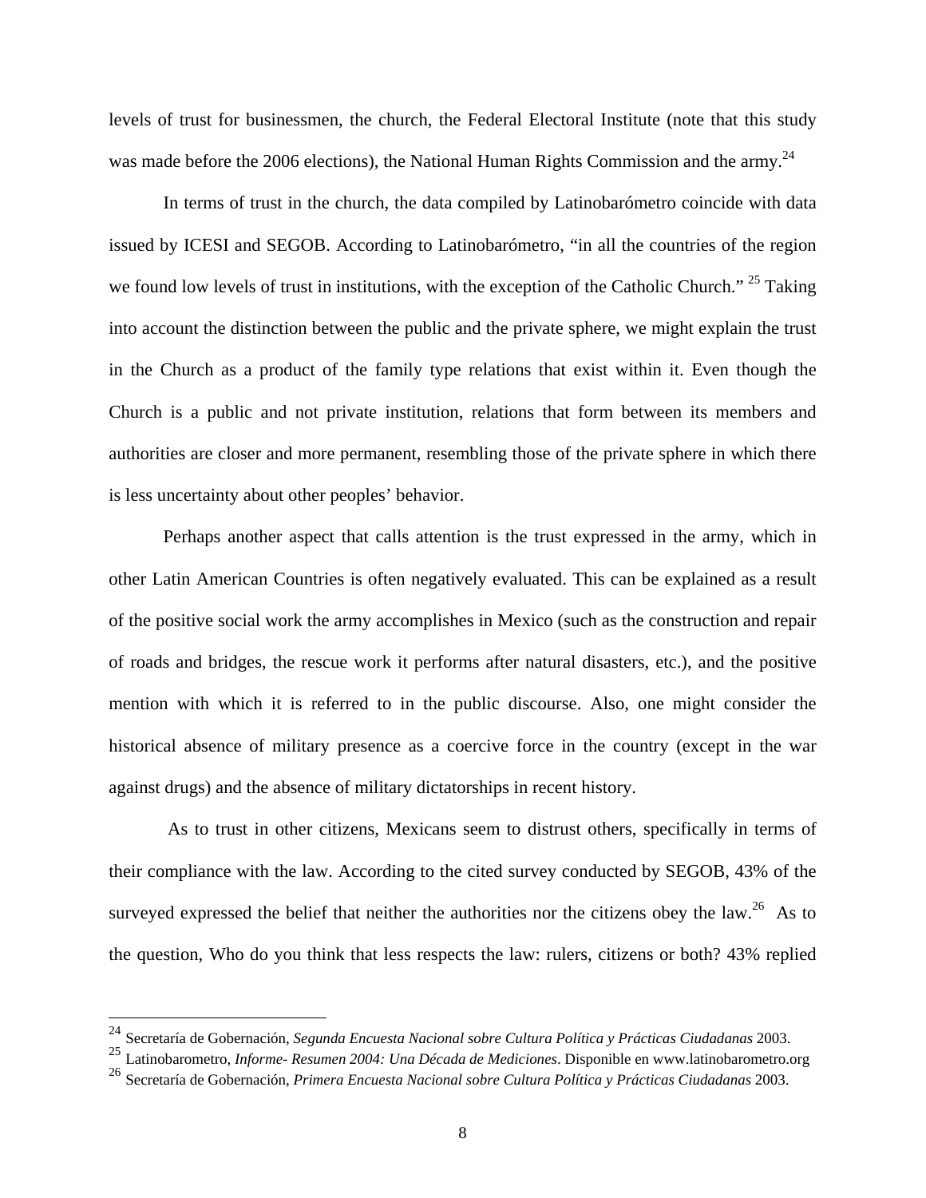levels of trust for businessmen, the church, the Federal Electoral Institute (note that this study was made before the 2006 elections), the National Human Rights Commission and the army.[24]

In terms of trust in the church, the data compiled by Latinobarómetro coincide with data issued by ICESI and SEGOB. According to Latinobarómetro, "in all the countries of the region we found low levels of trust in institutions, with the exception of the Catholic Church." [25] Taking into account the distinction between the public and the private sphere, we might explain the trust in the Church as a product of the family type relations that exist within it. Even though the Church is a public and not private institution, relations that form between its members and authorities are closer and more permanent, resembling those of the private sphere in which there is less uncertainty about other peoples' behavior.

Perhaps another aspect that calls attention is the trust expressed in the army, which in other Latin American Countries is often negatively evaluated. This can be explained as a result of the positive social work the army accomplishes in Mexico (such as the construction and repair of roads and bridges, the rescue work it performs after natural disasters, etc.), and the positive mention with which it is referred to in the public discourse. Also, one might consider the historical absence of military presence as a coercive force in the country (except in the war against drugs) and the absence of military dictatorships in recent history.

As to trust in other citizens, Mexicans seem to distrust others, specifically in terms of their compliance with the law. According to the cited survey conducted by SEGOB, 43% of the surveyed expressed the belief that neither the authorities nor the citizens obey the law.[26] As to the question, Who do you think that less respects the law: rulers, citizens or both? 43% replied

---

[24] Secretaría de Gobernación, *Segunda Encuesta Nacional sobre Cultura Política y Prácticas Ciudadanas* 2003.

[25] Latinobarometro, *Informe- Resumen 2004: Una Década de Mediciones*. Disponible en www.latinobarometro.org

[26] Secretaría de Gobernación, *Primera Encuesta Nacional sobre Cultura Política y Prácticas Ciudadanas* 2003.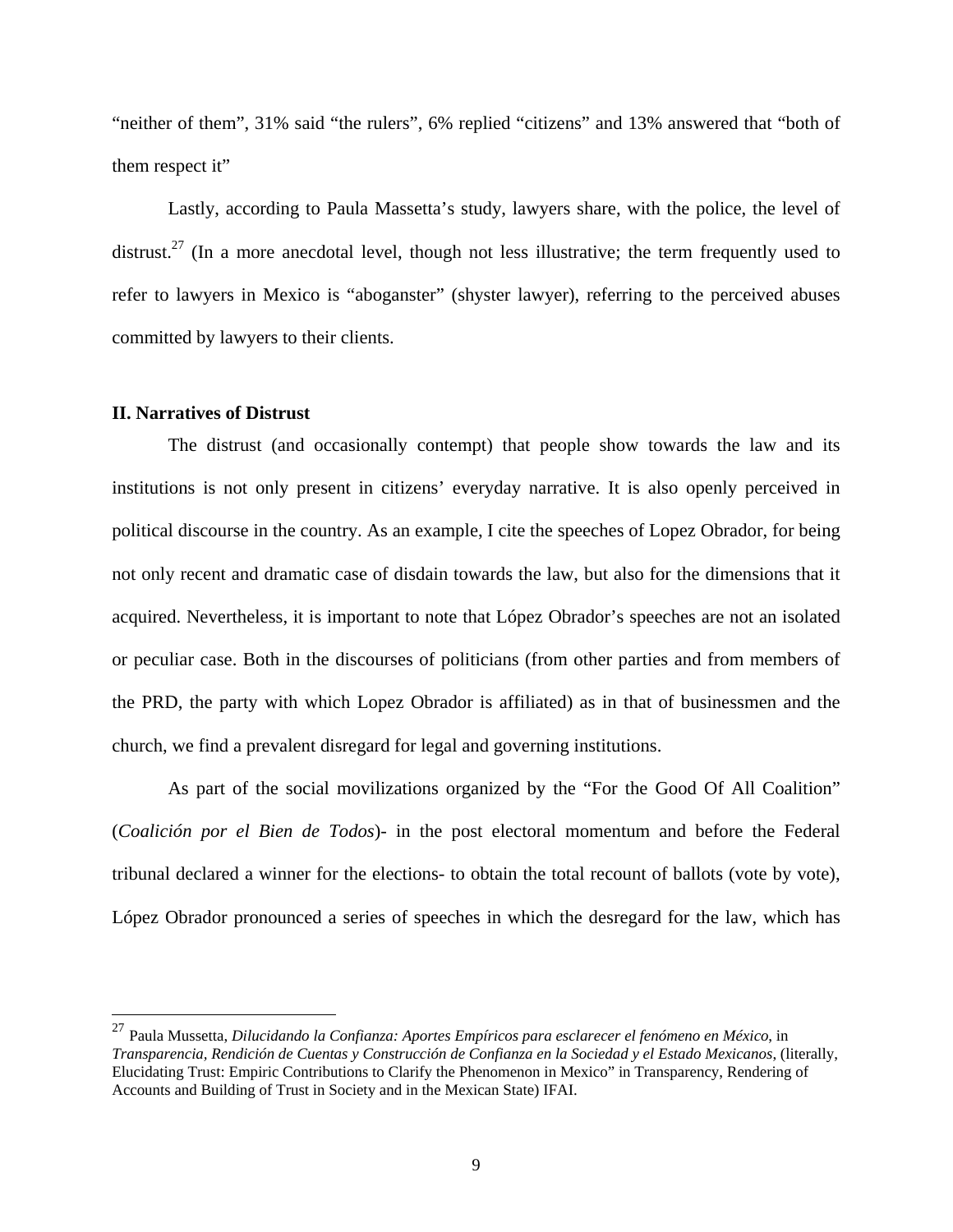"neither of them", 31% said "the rulers", 6% replied "citizens" and 13% answered that "both of them respect it"

Lastly, according to Paula Massetta's study, lawyers share, with the police, the level of distrust.[27] (In a more anecdotal level, though not less illustrative; the term frequently used to refer to lawyers in Mexico is "aboganster" (shyster lawyer), referring to the perceived abuses committed by lawyers to their clients.

**II. Narratives of Distrust**

The distrust (and occasionally contempt) that people show towards the law and its institutions is not only present in citizens' everyday narrative. It is also openly perceived in political discourse in the country. As an example, I cite the speeches of Lopez Obrador, for being not only recent and dramatic case of disdain towards the law, but also for the dimensions that it acquired. Nevertheless, it is important to note that López Obrador's speeches are not an isolated or peculiar case. Both in the discourses of politicians (from other parties and from members of the PRD, the party with which Lopez Obrador is affiliated) as in that of businessmen and the church, we find a prevalent disregard for legal and governing institutions.

As part of the social movilizations organized by the "For the Good Of All Coalition" (*Coalición por el Bien de Todos*)- in the post electoral momentum and before the Federal tribunal declared a winner for the elections- to obtain the total recount of ballots (vote by vote), López Obrador pronounced a series of speeches in which the desregard for the law, which has

---

[27] Paula Mussetta, *Dilucidando la Confianza: Aportes Empíricos para esclarecer el fenómeno en México*, in *Transparencia, Rendición de Cuentas y Construcción de Confianza en la Sociedad y el Estado Mexicanos*, (literally, Elucidating Trust: Empiric Contributions to Clarify the Phenomenon in Mexico" in Transparency, Rendering of Accounts and Building of Trust in Society and in the Mexican State) IFAI.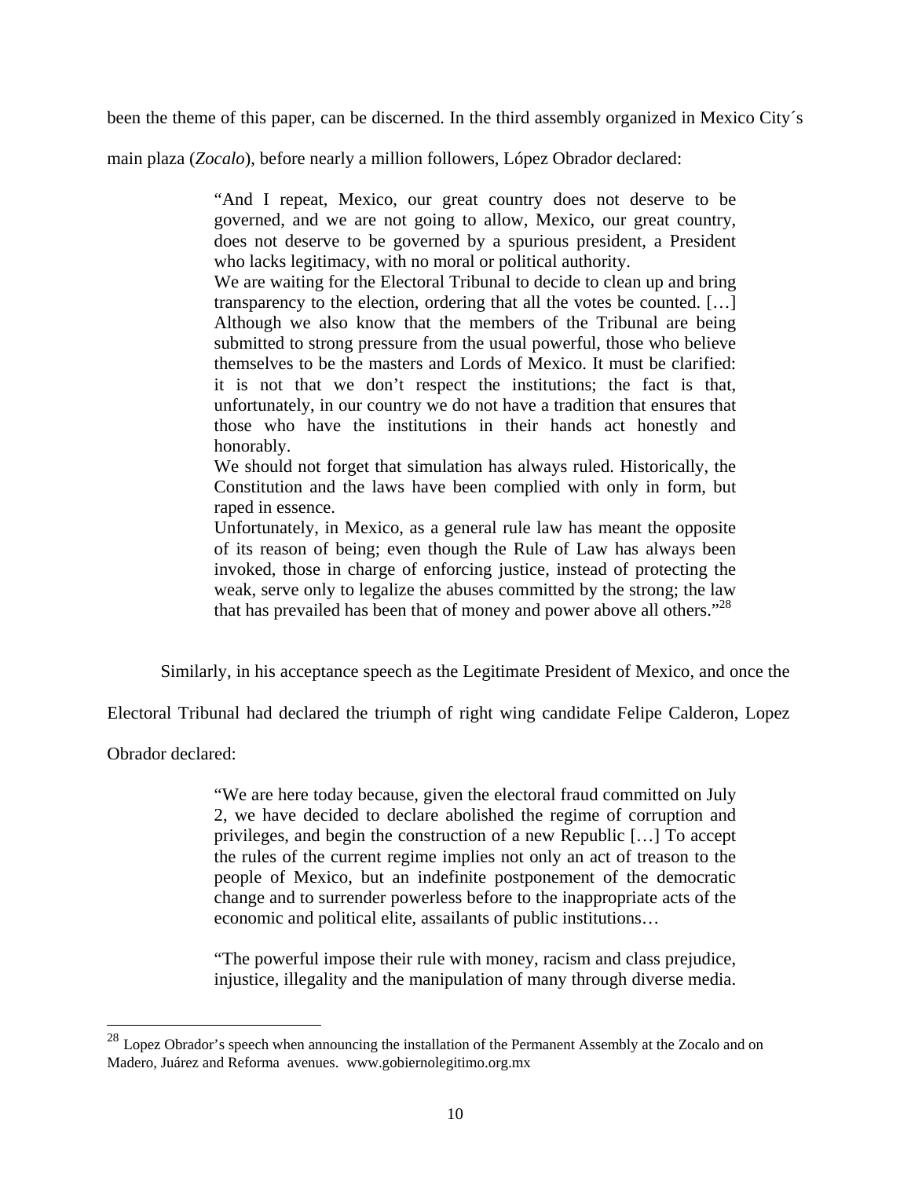been the theme of this paper, can be discerned. In the third assembly organized in Mexico City´s main plaza (*Zocalo*), before nearly a million followers, López Obrador declared:

> "And I repeat, Mexico, our great country does not deserve to be governed, and we are not going to allow, Mexico, our great country, does not deserve to be governed by a spurious president, a President who lacks legitimacy, with no moral or political authority.
> We are waiting for the Electoral Tribunal to decide to clean up and bring transparency to the election, ordering that all the votes be counted. […] Although we also know that the members of the Tribunal are being submitted to strong pressure from the usual powerful, those who believe themselves to be the masters and Lords of Mexico. It must be clarified: it is not that we don't respect the institutions; the fact is that, unfortunately, in our country we do not have a tradition that ensures that those who have the institutions in their hands act honestly and honorably.
> We should not forget that simulation has always ruled. Historically, the Constitution and the laws have been complied with only in form, but raped in essence.
> Unfortunately, in Mexico, as a general rule law has meant the opposite of its reason of being; even though the Rule of Law has always been invoked, those in charge of enforcing justice, instead of protecting the weak, serve only to legalize the abuses committed by the strong; the law that has prevailed has been that of money and power above all others."[28]

Similarly, in his acceptance speech as the Legitimate President of Mexico, and once the Electoral Tribunal had declared the triumph of right wing candidate Felipe Calderon, Lopez Obrador declared:

> "We are here today because, given the electoral fraud committed on July 2, we have decided to declare abolished the regime of corruption and privileges, and begin the construction of a new Republic […] To accept the rules of the current regime implies not only an act of treason to the people of Mexico, but an indefinite postponement of the democratic change and to surrender powerless before to the inappropriate acts of the economic and political elite, assailants of public institutions…
>
> "The powerful impose their rule with money, racism and class prejudice, injustice, illegality and the manipulation of many through diverse media.

---

[28] Lopez Obrador's speech when announcing the installation of the Permanent Assembly at the Zocalo and on Madero, Juárez and Reforma avenues. www.gobiernolegitimo.org.mx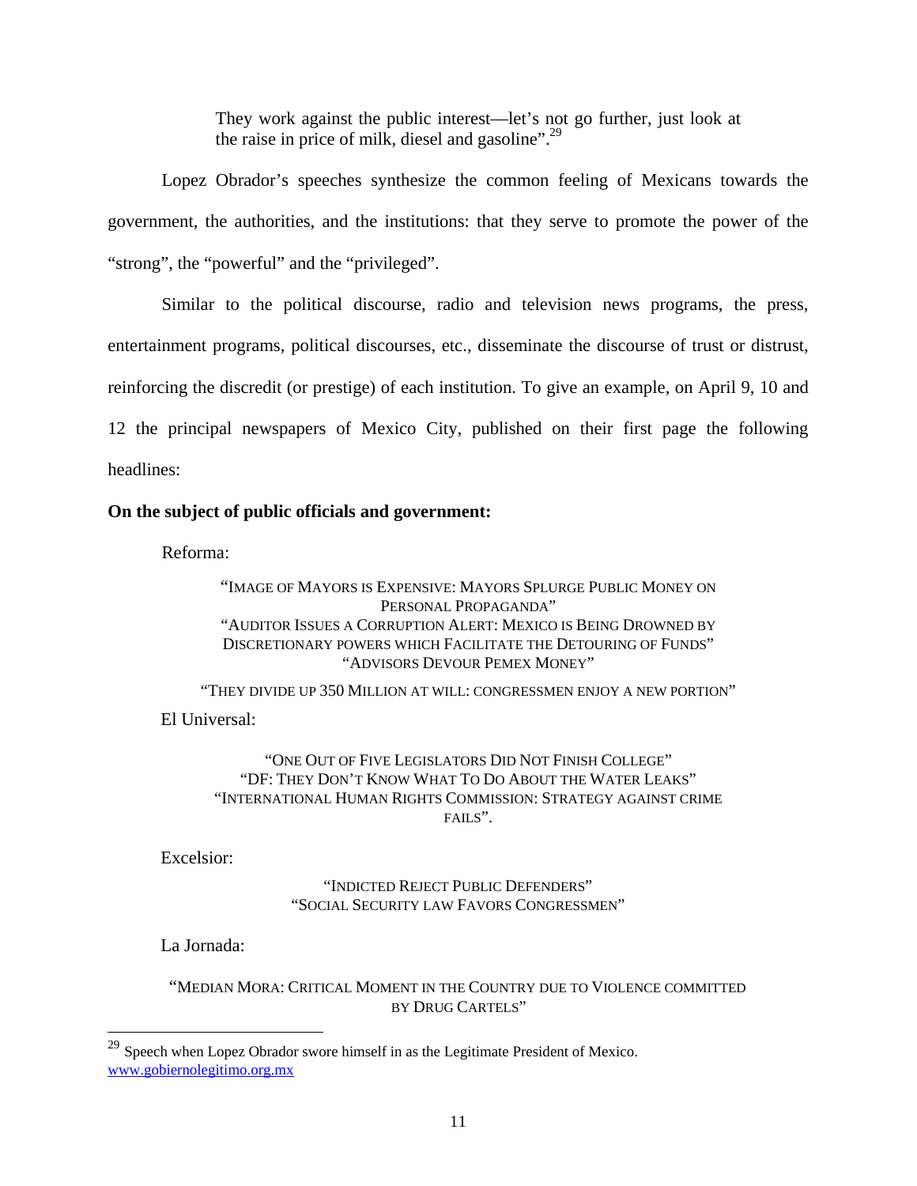> They work against the public interest—let's not go further, just look at the raise in price of milk, diesel and gasoline".[29]

Lopez Obrador's speeches synthesize the common feeling of Mexicans towards the government, the authorities, and the institutions: that they serve to promote the power of the "strong", the "powerful" and the "privileged".

Similar to the political discourse, radio and television news programs, the press, entertainment programs, political discourses, etc., disseminate the discourse of trust or distrust, reinforcing the discredit (or prestige) of each institution. To give an example, on April 9, 10 and 12 the principal newspapers of Mexico City, published on their first page the following headlines:

**On the subject of public officials and government:**

Reforma:

"IMAGE OF MAYORS IS EXPENSIVE: MAYORS SPLURGE PUBLIC MONEY ON PERSONAL PROPAGANDA"
"AUDITOR ISSUES A CORRUPTION ALERT: MEXICO IS BEING DROWNED BY DISCRETIONARY POWERS WHICH FACILITATE THE DETOURING OF FUNDS"
"ADVISORS DEVOUR PEMEX MONEY"

"THEY DIVIDE UP 350 MILLION AT WILL: CONGRESSMEN ENJOY A NEW PORTION"

El Universal:

"ONE OUT OF FIVE LEGISLATORS DID NOT FINISH COLLEGE"
"DF: THEY DON'T KNOW WHAT TO DO ABOUT THE WATER LEAKS"
"INTERNATIONAL HUMAN RIGHTS COMMISSION: STRATEGY AGAINST CRIME FAILS".

Excelsior:

"INDICTED REJECT PUBLIC DEFENDERS"
"SOCIAL SECURITY LAW FAVORS CONGRESSMEN"

La Jornada:

"MEDIAN MORA: CRITICAL MOMENT IN THE COUNTRY DUE TO VIOLENCE COMMITTED BY DRUG CARTELS"

---

[29] Speech when Lopez Obrador swore himself in as the Legitimate President of Mexico. www.gobiernolegitimo.org.mx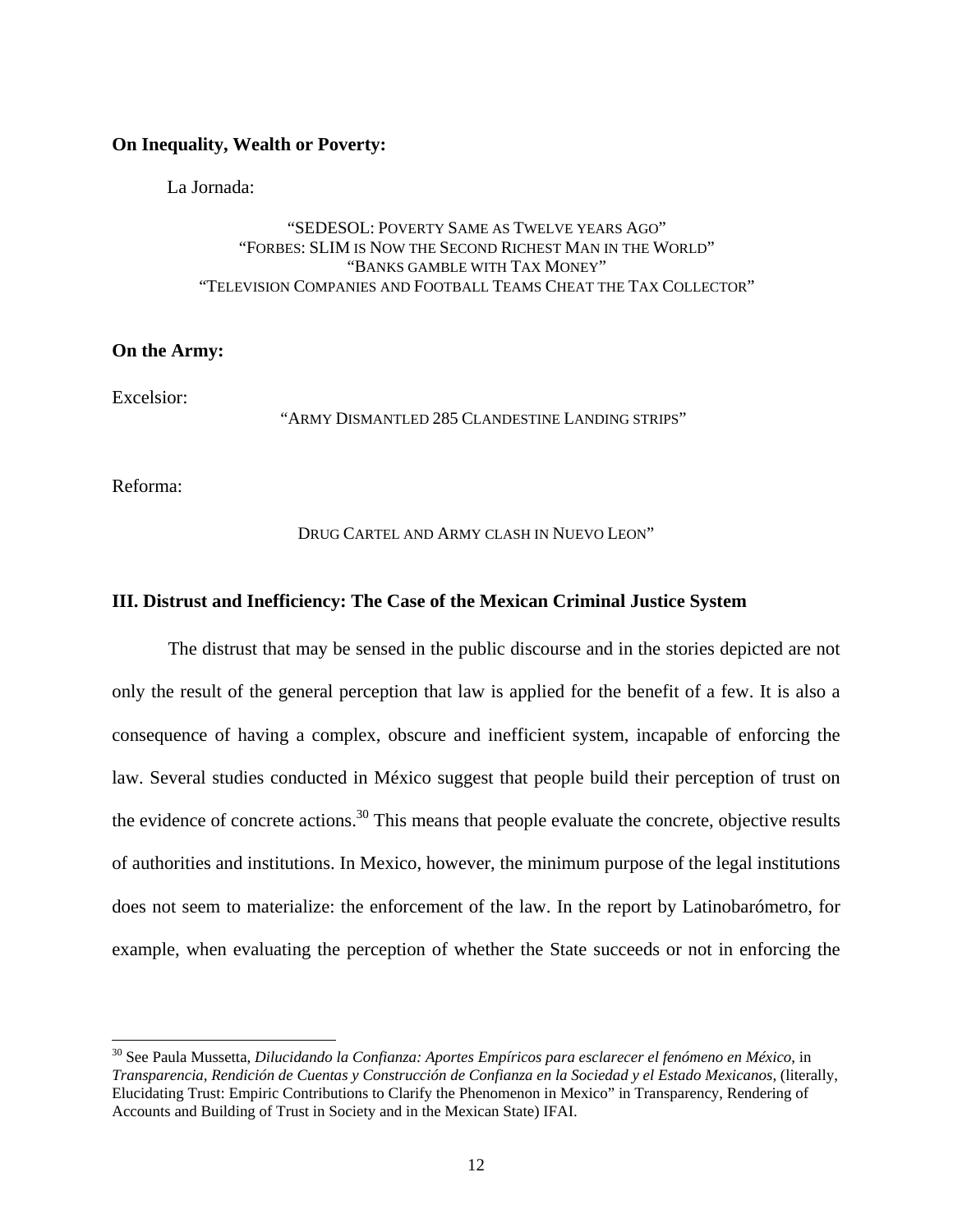**On Inequality, Wealth or Poverty:**

La Jornada:

"SEDESOL: POVERTY SAME AS TWELVE YEARS AGO"
"FORBES: SLIM IS NOW THE SECOND RICHEST MAN IN THE WORLD"
"BANKS GAMBLE WITH TAX MONEY"
"TELEVISION COMPANIES AND FOOTBALL TEAMS CHEAT THE TAX COLLECTOR"

**On the Army:**

Excelsior:

"ARMY DISMANTLED 285 CLANDESTINE LANDING STRIPS"

Reforma:

DRUG CARTEL AND ARMY CLASH IN NUEVO LEON"

**III. Distrust and Inefficiency: The Case of the Mexican Criminal Justice System**

The distrust that may be sensed in the public discourse and in the stories depicted are not only the result of the general perception that law is applied for the benefit of a few. It is also a consequence of having a complex, obscure and inefficient system, incapable of enforcing the law. Several studies conducted in México suggest that people build their perception of trust on the evidence of concrete actions.[30] This means that people evaluate the concrete, objective results of authorities and institutions. In Mexico, however, the minimum purpose of the legal institutions does not seem to materialize: the enforcement of the law. In the report by Latinobarómetro, for example, when evaluating the perception of whether the State succeeds or not in enforcing the

[30] See Paula Mussetta, *Dilucidando la Confianza: Aportes Empíricos para esclarecer el fenómeno en México*, in *Transparencia, Rendición de Cuentas y Construcción de Confianza en la Sociedad y el Estado Mexicanos*, (literally, Elucidating Trust: Empiric Contributions to Clarify the Phenomenon in Mexico" in Transparency, Rendering of Accounts and Building of Trust in Society and in the Mexican State) IFAI.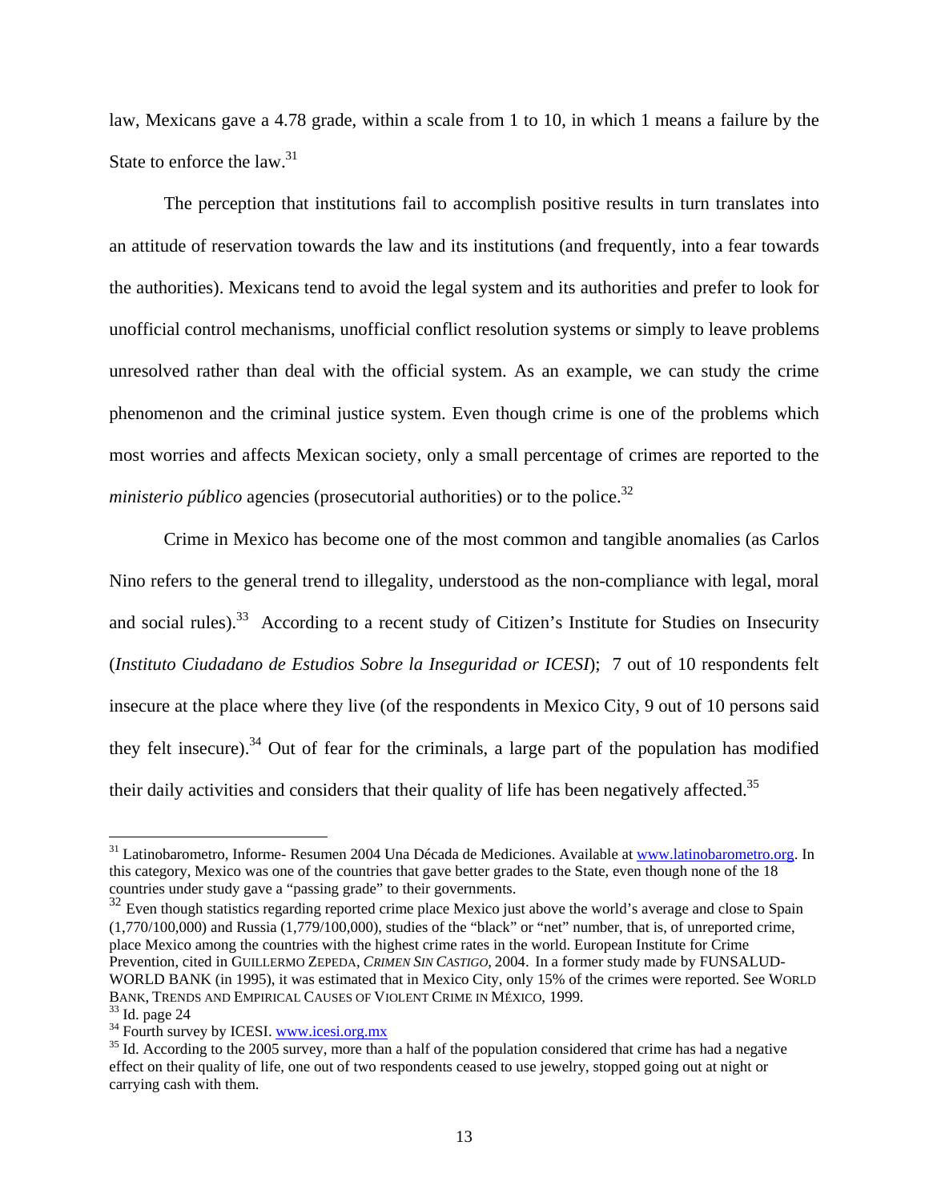law, Mexicans gave a 4.78 grade, within a scale from 1 to 10, in which 1 means a failure by the State to enforce the law.[31]

The perception that institutions fail to accomplish positive results in turn translates into an attitude of reservation towards the law and its institutions (and frequently, into a fear towards the authorities). Mexicans tend to avoid the legal system and its authorities and prefer to look for unofficial control mechanisms, unofficial conflict resolution systems or simply to leave problems unresolved rather than deal with the official system. As an example, we can study the crime phenomenon and the criminal justice system. Even though crime is one of the problems which most worries and affects Mexican society, only a small percentage of crimes are reported to the *ministerio público* agencies (prosecutorial authorities) or to the police.[32]

Crime in Mexico has become one of the most common and tangible anomalies (as Carlos Nino refers to the general trend to illegality, understood as the non-compliance with legal, moral and social rules).[33] According to a recent study of Citizen's Institute for Studies on Insecurity (*Instituto Ciudadano de Estudios Sobre la Inseguridad or ICESI*); 7 out of 10 respondents felt insecure at the place where they live (of the respondents in Mexico City, 9 out of 10 persons said they felt insecure).[34] Out of fear for the criminals, a large part of the population has modified their daily activities and considers that their quality of life has been negatively affected.[35]

---

[31] Latinobarometro, Informe- Resumen 2004 Una Década de Mediciones. Available at www.latinobarometro.org. In this category, Mexico was one of the countries that gave better grades to the State, even though none of the 18 countries under study gave a "passing grade" to their governments.

[32] Even though statistics regarding reported crime place Mexico just above the world's average and close to Spain (1,770/100,000) and Russia (1,779/100,000), studies of the "black" or "net" number, that is, of unreported crime, place Mexico among the countries with the highest crime rates in the world. European Institute for Crime Prevention, cited in GUILLERMO ZEPEDA, *CRIMEN SIN CASTIGO*, 2004. In a former study made by FUNSALUD-WORLD BANK (in 1995), it was estimated that in Mexico City, only 15% of the crimes were reported. See WORLD BANK, TRENDS AND EMPIRICAL CAUSES OF VIOLENT CRIME IN MÉXICO, 1999.

[33] Id. page 24

[34] Fourth survey by ICESI. www.icesi.org.mx

[35] Id. According to the 2005 survey, more than a half of the population considered that crime has had a negative effect on their quality of life, one out of two respondents ceased to use jewelry, stopped going out at night or carrying cash with them.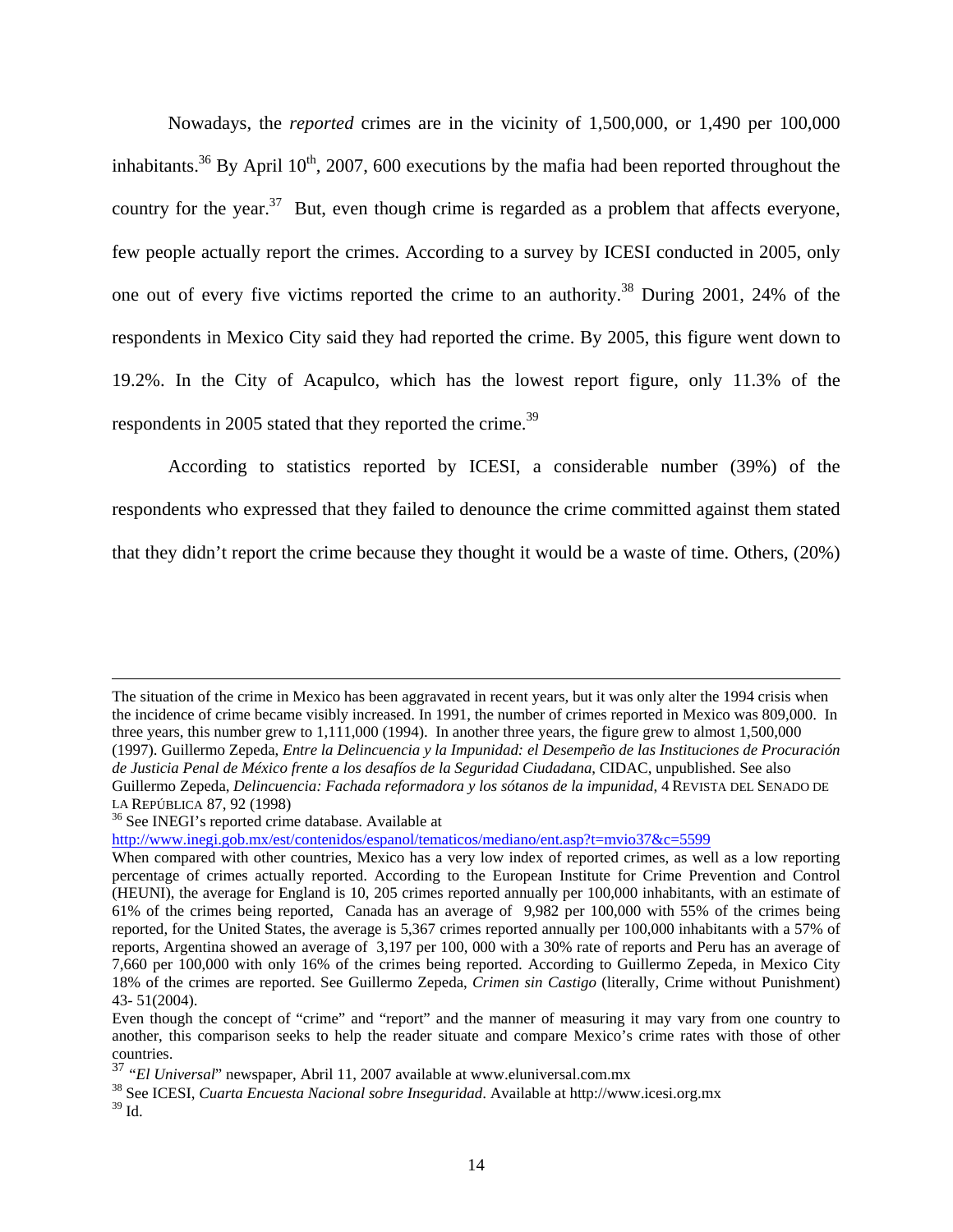Nowadays, the *reported* crimes are in the vicinity of 1,500,000, or 1,490 per 100,000 inhabitants.[36] By April 10th, 2007, 600 executions by the mafia had been reported throughout the country for the year.[37] But, even though crime is regarded as a problem that affects everyone, few people actually report the crimes. According to a survey by ICESI conducted in 2005, only one out of every five victims reported the crime to an authority.[38] During 2001, 24% of the respondents in Mexico City said they had reported the crime. By 2005, this figure went down to 19.2%. In the City of Acapulco, which has the lowest report figure, only 11.3% of the respondents in 2005 stated that they reported the crime.[39]

According to statistics reported by ICESI, a considerable number (39%) of the respondents who expressed that they failed to denounce the crime committed against them stated that they didn't report the crime because they thought it would be a waste of time. Others, (20%)

---

The situation of the crime in Mexico has been aggravated in recent years, but it was only alter the 1994 crisis when the incidence of crime became visibly increased. In 1991, the number of crimes reported in Mexico was 809,000. In three years, this number grew to 1,111,000 (1994). In another three years, the figure grew to almost 1,500,000 (1997). Guillermo Zepeda, *Entre la Delincuencia y la Impunidad: el Desempeño de las Instituciones de Procuración de Justicia Penal de México frente a los desafíos de la Seguridad Ciudadana*, CIDAC, unpublished. See also Guillermo Zepeda, *Delincuencia: Fachada reformadora y los sótanos de la impunidad*, 4 REVISTA DEL SENADO DE LA REPÚBLICA 87, 92 (1998)

[36] See INEGI's reported crime database. Available at http://www.inegi.gob.mx/est/contenidos/espanol/tematicos/mediano/ent.asp?t=mvio37&c=5599

When compared with other countries, Mexico has a very low index of reported crimes, as well as a low reporting percentage of crimes actually reported. According to the European Institute for Crime Prevention and Control (HEUNI), the average for England is 10, 205 crimes reported annually per 100,000 inhabitants, with an estimate of 61% of the crimes being reported, Canada has an average of 9,982 per 100,000 with 55% of the crimes being reported, for the United States, the average is 5,367 crimes reported annually per 100,000 inhabitants with a 57% of reports, Argentina showed an average of 3,197 per 100, 000 with a 30% rate of reports and Peru has an average of 7,660 per 100,000 with only 16% of the crimes being reported. According to Guillermo Zepeda, in Mexico City 18% of the crimes are reported. See Guillermo Zepeda, *Crimen sin Castigo* (literally, Crime without Punishment) 43- 51(2004).

Even though the concept of "crime" and "report" and the manner of measuring it may vary from one country to another, this comparison seeks to help the reader situate and compare Mexico's crime rates with those of other countries.

[37] "*El Universal*" newspaper, Abril 11, 2007 available at www.eluniversal.com.mx

[38] See ICESI, *Cuarta Encuesta Nacional sobre Inseguridad*. Available at http://www.icesi.org.mx

[39] Id.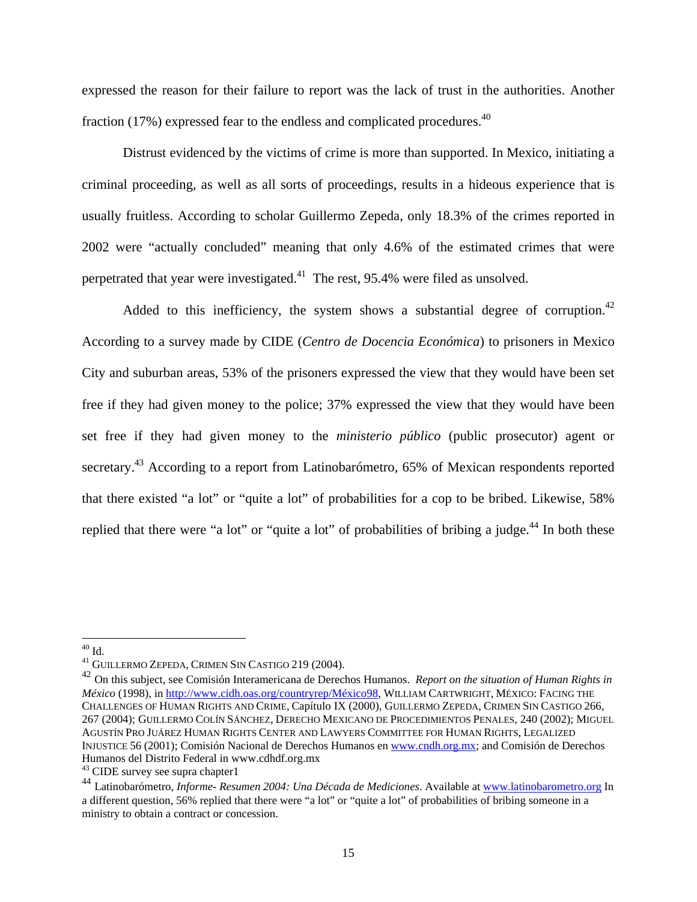expressed the reason for their failure to report was the lack of trust in the authorities. Another fraction (17%) expressed fear to the endless and complicated procedures.[40]

Distrust evidenced by the victims of crime is more than supported. In Mexico, initiating a criminal proceeding, as well as all sorts of proceedings, results in a hideous experience that is usually fruitless. According to scholar Guillermo Zepeda, only 18.3% of the crimes reported in 2002 were "actually concluded" meaning that only 4.6% of the estimated crimes that were perpetrated that year were investigated.[41] The rest, 95.4% were filed as unsolved.

Added to this inefficiency, the system shows a substantial degree of corruption.[42] According to a survey made by CIDE (*Centro de Docencia Económica*) to prisoners in Mexico City and suburban areas, 53% of the prisoners expressed the view that they would have been set free if they had given money to the police; 37% expressed the view that they would have been set free if they had given money to the *ministerio público* (public prosecutor) agent or secretary.[43] According to a report from Latinobarómetro, 65% of Mexican respondents reported that there existed "a lot" or "quite a lot" of probabilities for a cop to be bribed. Likewise, 58% replied that there were "a lot" or "quite a lot" of probabilities of bribing a judge.[44] In both these

---

[40] Id.

[41] GUILLERMO ZEPEDA, CRIMEN SIN CASTIGO 219 (2004).

[42] On this subject, see Comisión Interamericana de Derechos Humanos. *Report on the situation of Human Rights in México* (1998), in http://www.cidh.oas.org/countryrep/México98, WILLIAM CARTWRIGHT, MÉXICO: FACING THE CHALLENGES OF HUMAN RIGHTS AND CRIME, Capítulo IX (2000), GUILLERMO ZEPEDA, CRIMEN SIN CASTIGO 266, 267 (2004); GUILLERMO COLÍN SÁNCHEZ, DERECHO MEXICANO DE PROCEDIMIENTOS PENALES, 240 (2002); MIGUEL AGUSTÍN PRO JUÁREZ HUMAN RIGHTS CENTER AND LAWYERS COMMITTEE FOR HUMAN RIGHTS, LEGALIZED INJUSTICE 56 (2001); Comisión Nacional de Derechos Humanos en www.cndh.org.mx; and Comisión de Derechos Humanos del Distrito Federal in www.cdhdf.org.mx

[43] CIDE survey see supra chapter1

[44] Latinobarómetro, *Informe- Resumen 2004: Una Década de Mediciones*. Available at www.latinobarometro.org In a different question, 56% replied that there were "a lot" or "quite a lot" of probabilities of bribing someone in a ministry to obtain a contract or concession.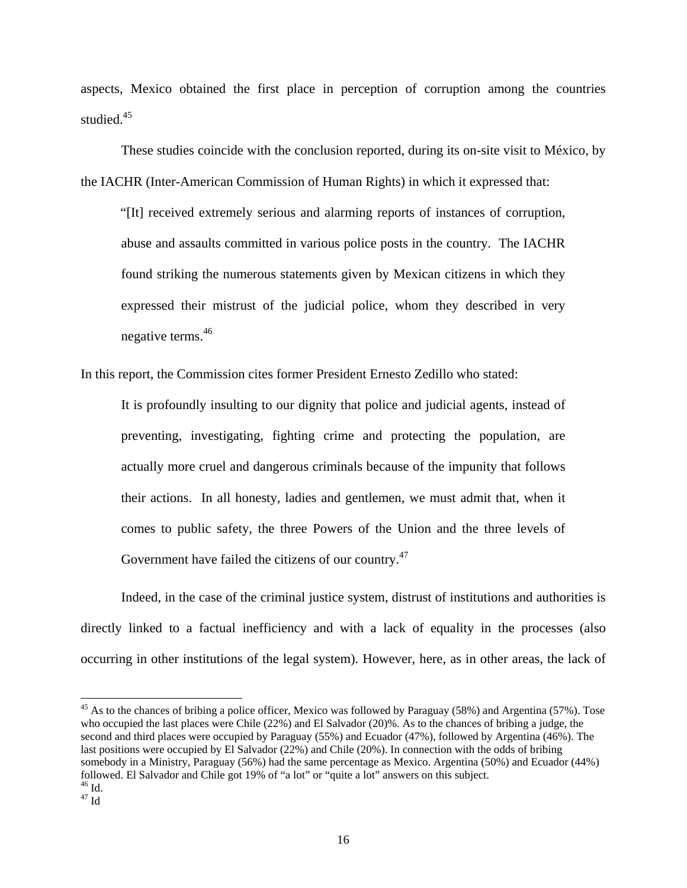aspects, Mexico obtained the first place in perception of corruption among the countries studied.[45]

These studies coincide with the conclusion reported, during its on-site visit to México, by the IACHR (Inter-American Commission of Human Rights) in which it expressed that:

> "[It] received extremely serious and alarming reports of instances of corruption, abuse and assaults committed in various police posts in the country. The IACHR found striking the numerous statements given by Mexican citizens in which they expressed their mistrust of the judicial police, whom they described in very negative terms.[46]

In this report, the Commission cites former President Ernesto Zedillo who stated:

> It is profoundly insulting to our dignity that police and judicial agents, instead of preventing, investigating, fighting crime and protecting the population, are actually more cruel and dangerous criminals because of the impunity that follows their actions. In all honesty, ladies and gentlemen, we must admit that, when it comes to public safety, the three Powers of the Union and the three levels of Government have failed the citizens of our country.[47]

Indeed, in the case of the criminal justice system, distrust of institutions and authorities is directly linked to a factual inefficiency and with a lack of equality in the processes (also occurring in other institutions of the legal system). However, here, as in other areas, the lack of

---

[45] As to the chances of bribing a police officer, Mexico was followed by Paraguay (58%) and Argentina (57%). Tose who occupied the last places were Chile (22%) and El Salvador (20)%. As to the chances of bribing a judge, the second and third places were occupied by Paraguay (55%) and Ecuador (47%), followed by Argentina (46%). The last positions were occupied by El Salvador (22%) and Chile (20%). In connection with the odds of bribing somebody in a Ministry, Paraguay (56%) had the same percentage as Mexico. Argentina (50%) and Ecuador (44%) followed. El Salvador and Chile got 19% of "a lot" or "quite a lot" answers on this subject.

[46] Id.

[47] Id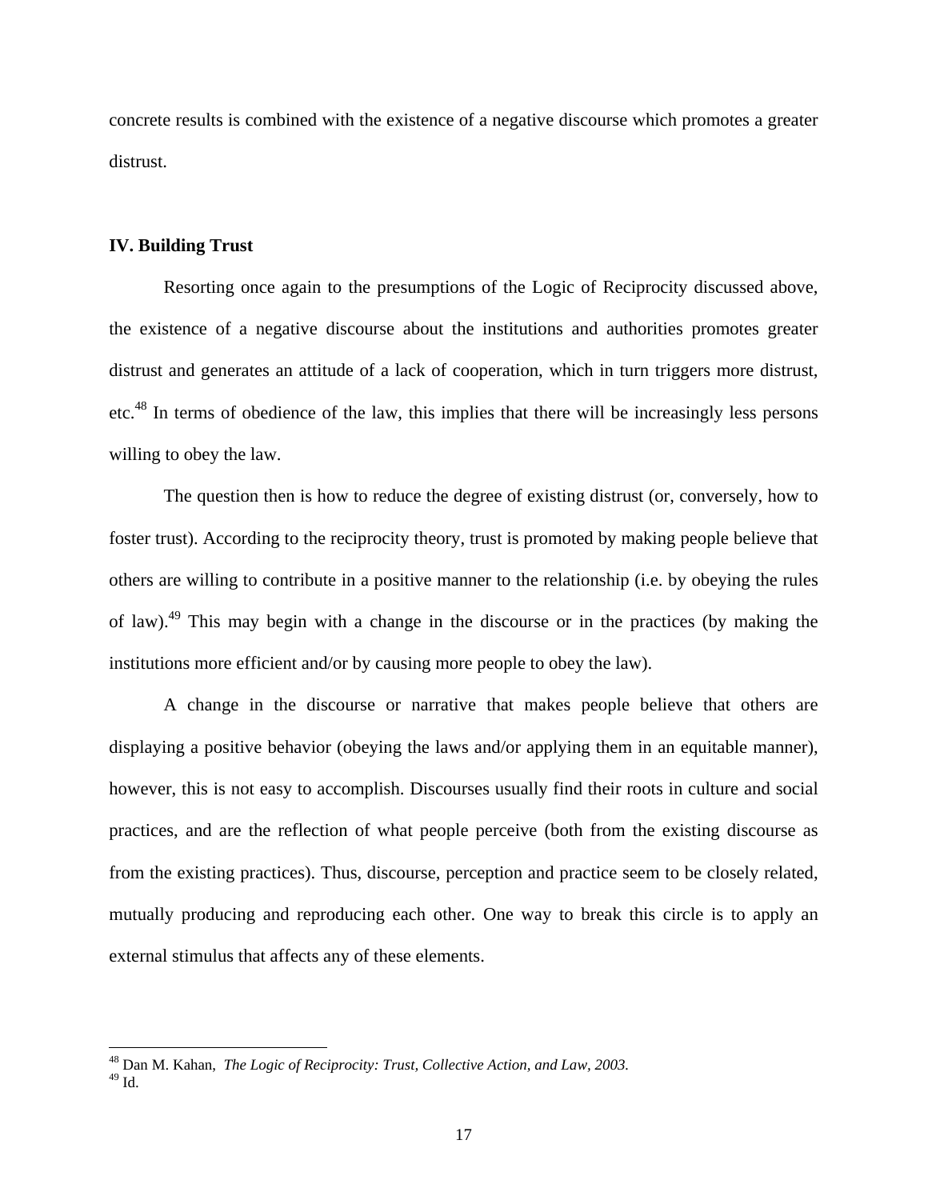concrete results is combined with the existence of a negative discourse which promotes a greater distrust.

## IV. Building Trust

Resorting once again to the presumptions of the Logic of Reciprocity discussed above, the existence of a negative discourse about the institutions and authorities promotes greater distrust and generates an attitude of a lack of cooperation, which in turn triggers more distrust, etc.[48] In terms of obedience of the law, this implies that there will be increasingly less persons willing to obey the law.

The question then is how to reduce the degree of existing distrust (or, conversely, how to foster trust). According to the reciprocity theory, trust is promoted by making people believe that others are willing to contribute in a positive manner to the relationship (i.e. by obeying the rules of law).[49] This may begin with a change in the discourse or in the practices (by making the institutions more efficient and/or by causing more people to obey the law).

A change in the discourse or narrative that makes people believe that others are displaying a positive behavior (obeying the laws and/or applying them in an equitable manner), however, this is not easy to accomplish. Discourses usually find their roots in culture and social practices, and are the reflection of what people perceive (both from the existing discourse as from the existing practices). Thus, discourse, perception and practice seem to be closely related, mutually producing and reproducing each other. One way to break this circle is to apply an external stimulus that affects any of these elements.

---

[48] Dan M. Kahan, *The Logic of Reciprocity: Trust, Collective Action, and Law, 2003.*
[49] Id.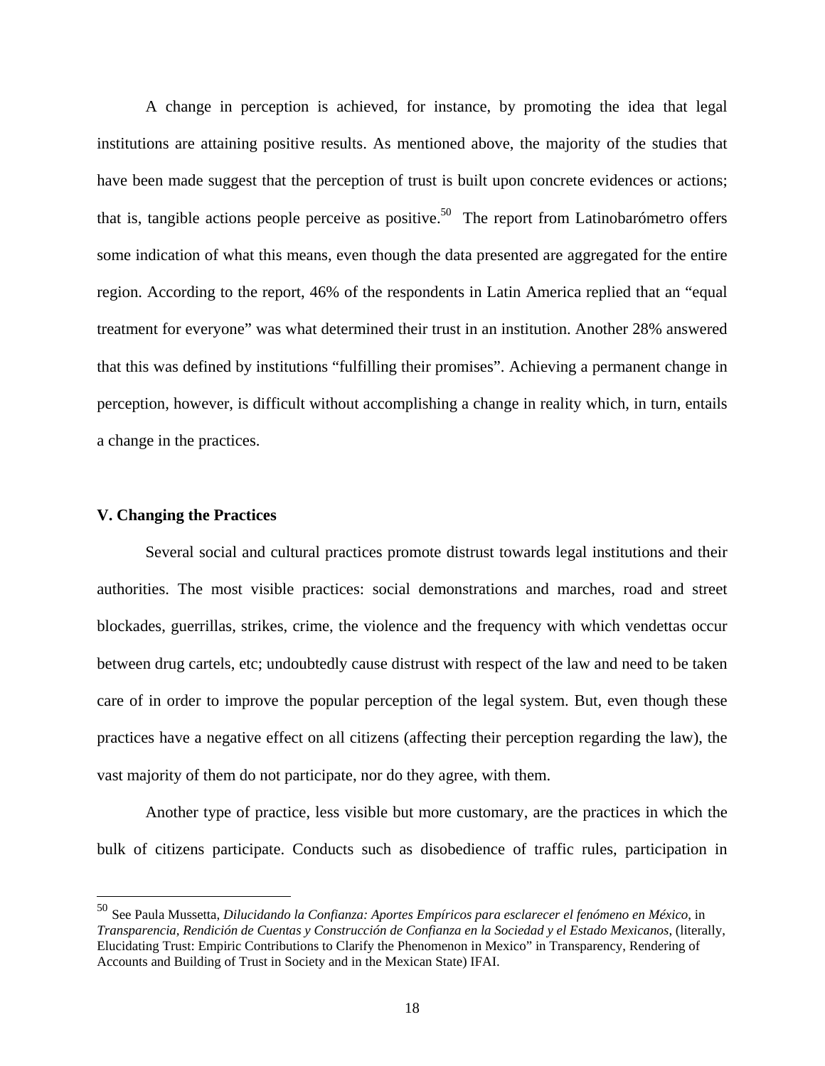A change in perception is achieved, for instance, by promoting the idea that legal institutions are attaining positive results. As mentioned above, the majority of the studies that have been made suggest that the perception of trust is built upon concrete evidences or actions; that is, tangible actions people perceive as positive.[50] The report from Latinobarómetro offers some indication of what this means, even though the data presented are aggregated for the entire region. According to the report, 46% of the respondents in Latin America replied that an "equal treatment for everyone" was what determined their trust in an institution. Another 28% answered that this was defined by institutions "fulfilling their promises". Achieving a permanent change in perception, however, is difficult without accomplishing a change in reality which, in turn, entails a change in the practices.

## V. Changing the Practices

Several social and cultural practices promote distrust towards legal institutions and their authorities. The most visible practices: social demonstrations and marches, road and street blockades, guerrillas, strikes, crime, the violence and the frequency with which vendettas occur between drug cartels, etc; undoubtedly cause distrust with respect of the law and need to be taken care of in order to improve the popular perception of the legal system. But, even though these practices have a negative effect on all citizens (affecting their perception regarding the law), the vast majority of them do not participate, nor do they agree, with them.

Another type of practice, less visible but more customary, are the practices in which the bulk of citizens participate. Conducts such as disobedience of traffic rules, participation in

---

[50] See Paula Mussetta, *Dilucidando la Confianza: Aportes Empíricos para esclarecer el fenómeno en México*, in *Transparencia, Rendición de Cuentas y Construcción de Confianza en la Sociedad y el Estado Mexicanos*, (literally, Elucidating Trust: Empiric Contributions to Clarify the Phenomenon in Mexico" in Transparency, Rendering of Accounts and Building of Trust in Society and in the Mexican State) IFAI.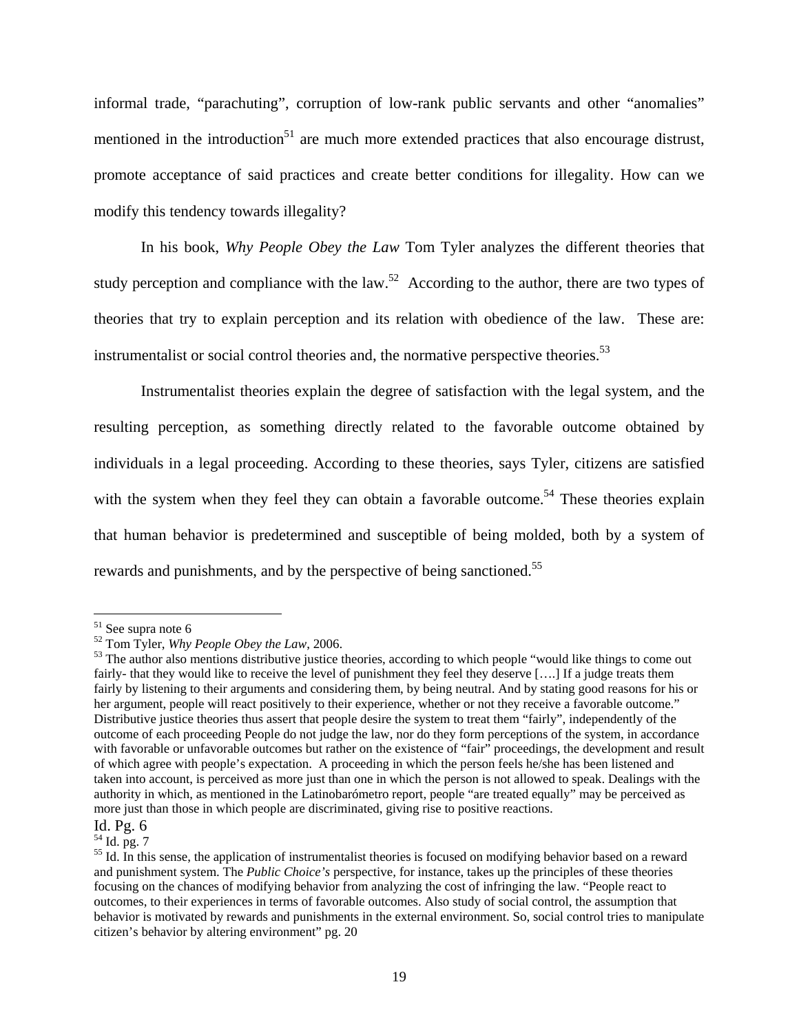informal trade, “parachuting”, corruption of low-rank public servants and other “anomalies” mentioned in the introduction[51] are much more extended practices that also encourage distrust, promote acceptance of said practices and create better conditions for illegality. How can we modify this tendency towards illegality?

In his book, *Why People Obey the Law* Tom Tyler analyzes the different theories that study perception and compliance with the law.[52] According to the author, there are two types of theories that try to explain perception and its relation with obedience of the law. These are: instrumentalist or social control theories and, the normative perspective theories.[53]

Instrumentalist theories explain the degree of satisfaction with the legal system, and the resulting perception, as something directly related to the favorable outcome obtained by individuals in a legal proceeding. According to these theories, says Tyler, citizens are satisfied with the system when they feel they can obtain a favorable outcome.[54] These theories explain that human behavior is predetermined and susceptible of being molded, both by a system of rewards and punishments, and by the perspective of being sanctioned.[55]

---

[51] See supra note 6

[52] Tom Tyler, *Why People Obey the Law*, 2006.

[53] The author also mentions distributive justice theories, according to which people “would like things to come out fairly- that they would like to receive the level of punishment they feel they deserve [….] If a judge treats them fairly by listening to their arguments and considering them, by being neutral. And by stating good reasons for his or her argument, people will react positively to their experience, whether or not they receive a favorable outcome.” Distributive justice theories thus assert that people desire the system to treat them “fairly”, independently of the outcome of each proceeding People do not judge the law, nor do they form perceptions of the system, in accordance with favorable or unfavorable outcomes but rather on the existence of “fair” proceedings, the development and result of which agree with people’s expectation. A proceeding in which the person feels he/she has been listened and taken into account, is perceived as more just than one in which the person is not allowed to speak. Dealings with the authority in which, as mentioned in the Latinobarómetro report, people “are treated equally” may be perceived as more just than those in which people are discriminated, giving rise to positive reactions.

Id. Pg. 6

[54] Id. pg. 7

[55] Id. In this sense, the application of instrumentalist theories is focused on modifying behavior based on a reward and punishment system. The *Public Choice’s* perspective, for instance, takes up the principles of these theories focusing on the chances of modifying behavior from analyzing the cost of infringing the law. “People react to outcomes, to their experiences in terms of favorable outcomes. Also study of social control, the assumption that behavior is motivated by rewards and punishments in the external environment. So, social control tries to manipulate citizen’s behavior by altering environment” pg. 20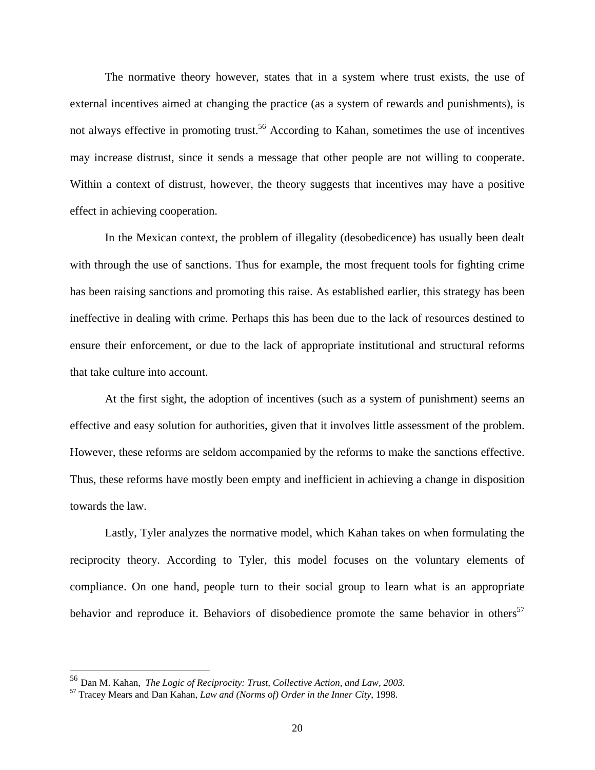The normative theory however, states that in a system where trust exists, the use of external incentives aimed at changing the practice (as a system of rewards and punishments), is not always effective in promoting trust.[56] According to Kahan, sometimes the use of incentives may increase distrust, since it sends a message that other people are not willing to cooperate. Within a context of distrust, however, the theory suggests that incentives may have a positive effect in achieving cooperation.

In the Mexican context, the problem of illegality (desobedicence) has usually been dealt with through the use of sanctions. Thus for example, the most frequent tools for fighting crime has been raising sanctions and promoting this raise. As established earlier, this strategy has been ineffective in dealing with crime. Perhaps this has been due to the lack of resources destined to ensure their enforcement, or due to the lack of appropriate institutional and structural reforms that take culture into account.

At the first sight, the adoption of incentives (such as a system of punishment) seems an effective and easy solution for authorities, given that it involves little assessment of the problem. However, these reforms are seldom accompanied by the reforms to make the sanctions effective. Thus, these reforms have mostly been empty and inefficient in achieving a change in disposition towards the law.

Lastly, Tyler analyzes the normative model, which Kahan takes on when formulating the reciprocity theory. According to Tyler, this model focuses on the voluntary elements of compliance. On one hand, people turn to their social group to learn what is an appropriate behavior and reproduce it. Behaviors of disobedience promote the same behavior in others[57]

---

[56] Dan M. Kahan, *The Logic of Reciprocity: Trust, Collective Action, and Law, 2003.*

[57] Tracey Mears and Dan Kahan, *Law and (Norms of) Order in the Inner City*, 1998.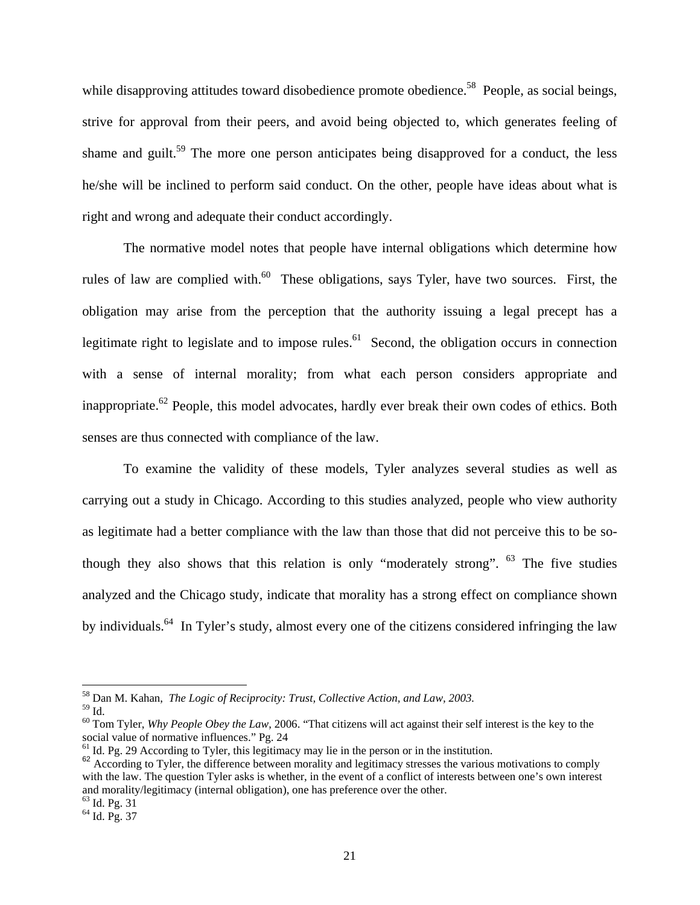while disapproving attitudes toward disobedience promote obedience.[58] People, as social beings, strive for approval from their peers, and avoid being objected to, which generates feeling of shame and guilt.[59] The more one person anticipates being disapproved for a conduct, the less he/she will be inclined to perform said conduct. On the other, people have ideas about what is right and wrong and adequate their conduct accordingly.

The normative model notes that people have internal obligations which determine how rules of law are complied with.[60] These obligations, says Tyler, have two sources. First, the obligation may arise from the perception that the authority issuing a legal precept has a legitimate right to legislate and to impose rules.[61] Second, the obligation occurs in connection with a sense of internal morality; from what each person considers appropriate and inappropriate.[62] People, this model advocates, hardly ever break their own codes of ethics. Both senses are thus connected with compliance of the law.

To examine the validity of these models, Tyler analyzes several studies as well as carrying out a study in Chicago. According to this studies analyzed, people who view authority as legitimate had a better compliance with the law than those that did not perceive this to be so- though they also shows that this relation is only "moderately strong". [63] The five studies analyzed and the Chicago study, indicate that morality has a strong effect on compliance shown by individuals.[64] In Tyler's study, almost every one of the citizens considered infringing the law

---

[58] Dan M. Kahan, *The Logic of Reciprocity: Trust, Collective Action, and Law, 2003.*

[59] Id.

[60] Tom Tyler, *Why People Obey the Law*, 2006. "That citizens will act against their self interest is the key to the social value of normative influences." Pg. 24

[61] Id. Pg. 29 According to Tyler, this legitimacy may lie in the person or in the institution.

[62] According to Tyler, the difference between morality and legitimacy stresses the various motivations to comply with the law. The question Tyler asks is whether, in the event of a conflict of interests between one's own interest and morality/legitimacy (internal obligation), one has preference over the other.

[63] Id. Pg. 31

[64] Id. Pg. 37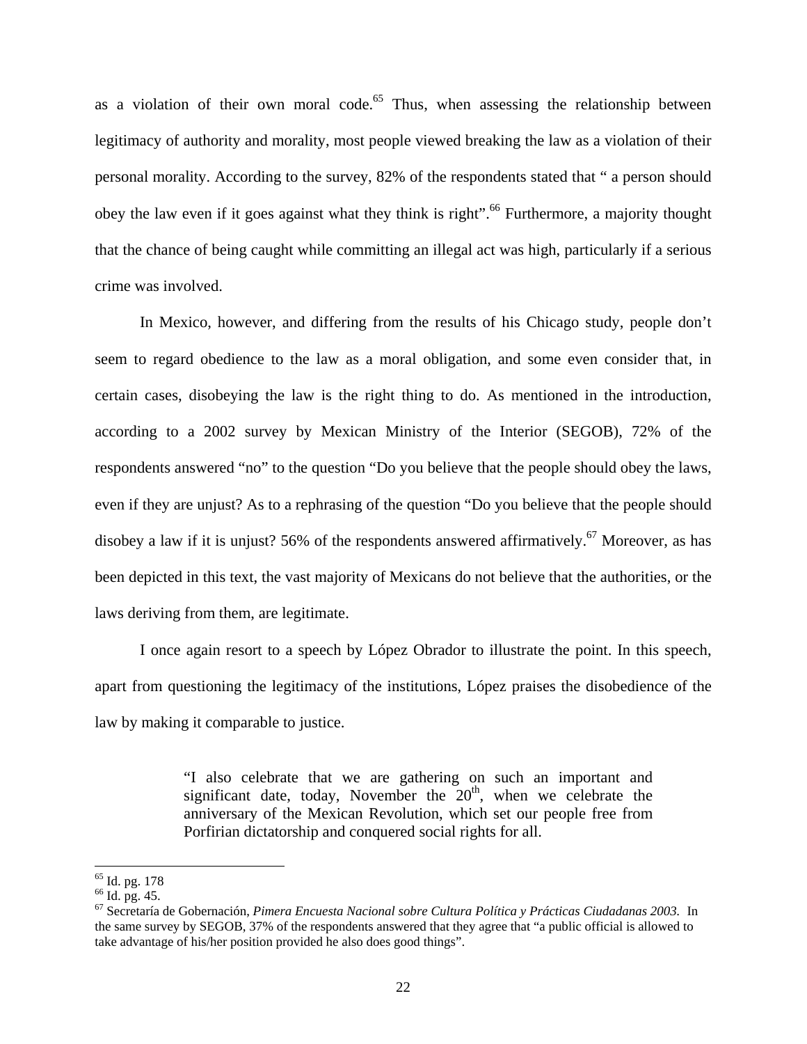as a violation of their own moral code.[65] Thus, when assessing the relationship between legitimacy of authority and morality, most people viewed breaking the law as a violation of their personal morality. According to the survey, 82% of the respondents stated that " a person should obey the law even if it goes against what they think is right".[66] Furthermore, a majority thought that the chance of being caught while committing an illegal act was high, particularly if a serious crime was involved.

In Mexico, however, and differing from the results of his Chicago study, people don't seem to regard obedience to the law as a moral obligation, and some even consider that, in certain cases, disobeying the law is the right thing to do. As mentioned in the introduction, according to a 2002 survey by Mexican Ministry of the Interior (SEGOB), 72% of the respondents answered "no" to the question "Do you believe that the people should obey the laws, even if they are unjust? As to a rephrasing of the question "Do you believe that the people should disobey a law if it is unjust? 56% of the respondents answered affirmatively.[67] Moreover, as has been depicted in this text, the vast majority of Mexicans do not believe that the authorities, or the laws deriving from them, are legitimate.

I once again resort to a speech by López Obrador to illustrate the point. In this speech, apart from questioning the legitimacy of the institutions, López praises the disobedience of the law by making it comparable to justice.

> "I also celebrate that we are gathering on such an important and significant date, today, November the 20th, when we celebrate the anniversary of the Mexican Revolution, which set our people free from Porfirian dictatorship and conquered social rights for all.

---

[65] Id. pg. 178

[66] Id. pg. 45.

[67] Secretaría de Gobernación, *Pimera Encuesta Nacional sobre Cultura Política y Prácticas Ciudadanas 2003.* In the same survey by SEGOB, 37% of the respondents answered that they agree that "a public official is allowed to take advantage of his/her position provided he also does good things".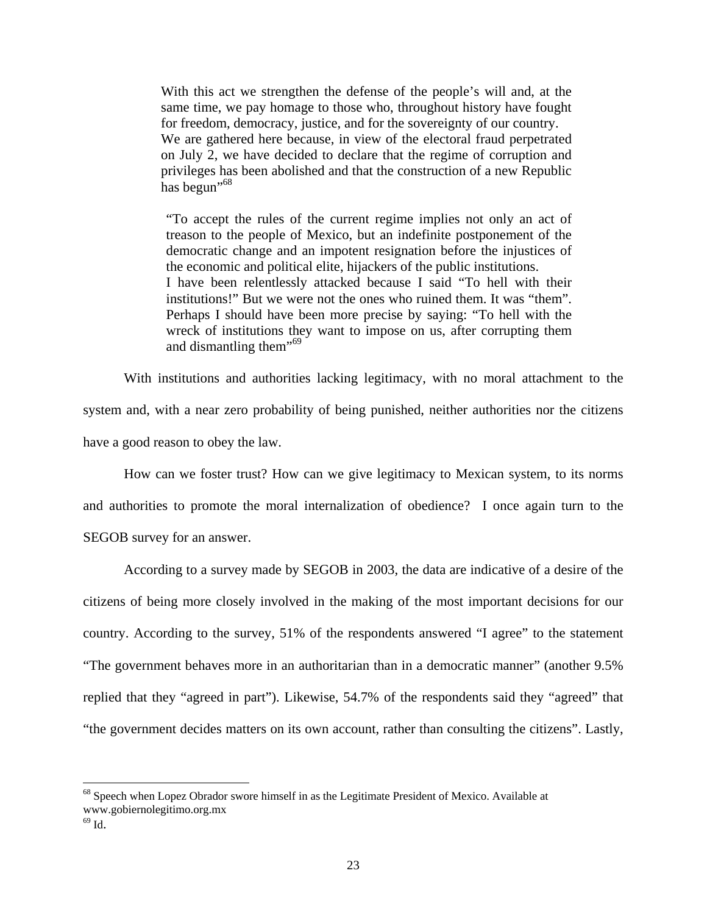> With this act we strengthen the defense of the people's will and, at the same time, we pay homage to those who, throughout history have fought for freedom, democracy, justice, and for the sovereignty of our country.
> We are gathered here because, in view of the electoral fraud perpetrated on July 2, we have decided to declare that the regime of corruption and privileges has been abolished and that the construction of a new Republic has begun"[68]

> "To accept the rules of the current regime implies not only an act of treason to the people of Mexico, but an indefinite postponement of the democratic change and an impotent resignation before the injustices of the economic and political elite, hijackers of the public institutions.
> I have been relentlessly attacked because I said "To hell with their institutions!" But we were not the ones who ruined them. It was "them". Perhaps I should have been more precise by saying: "To hell with the wreck of institutions they want to impose on us, after corrupting them and dismantling them"[69]

With institutions and authorities lacking legitimacy, with no moral attachment to the system and, with a near zero probability of being punished, neither authorities nor the citizens have a good reason to obey the law.

How can we foster trust? How can we give legitimacy to Mexican system, to its norms and authorities to promote the moral internalization of obedience? I once again turn to the SEGOB survey for an answer.

According to a survey made by SEGOB in 2003, the data are indicative of a desire of the citizens of being more closely involved in the making of the most important decisions for our country. According to the survey, 51% of the respondents answered "I agree" to the statement "The government behaves more in an authoritarian than in a democratic manner" (another 9.5% replied that they "agreed in part"). Likewise, 54.7% of the respondents said they "agreed" that "the government decides matters on its own account, rather than consulting the citizens". Lastly,

---

[68] Speech when Lopez Obrador swore himself in as the Legitimate President of Mexico. Available at www.gobiernolegitimo.org.mx

[69] Id.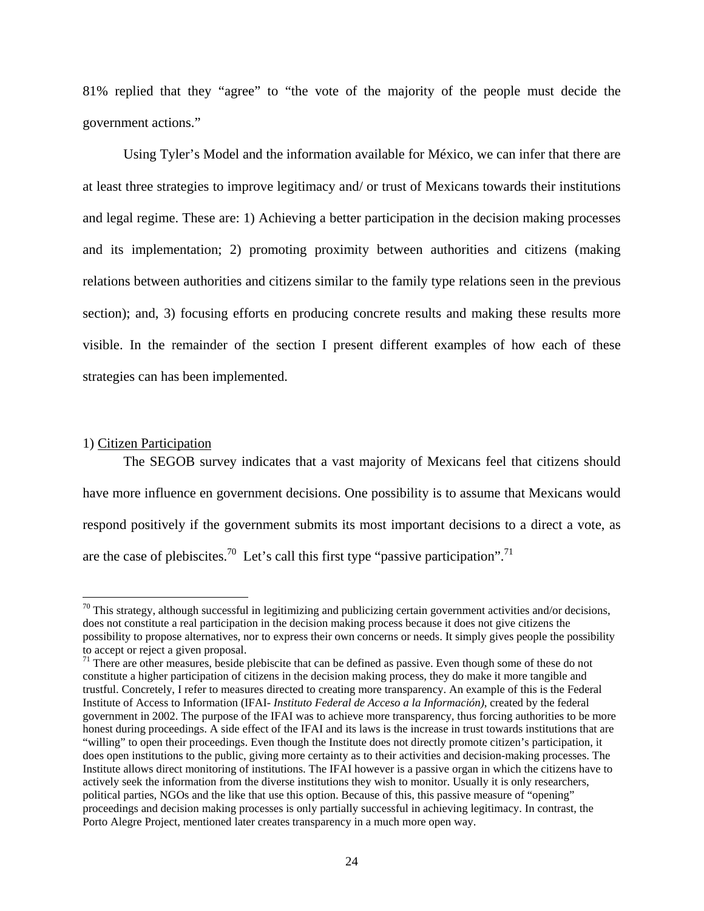81% replied that they "agree" to "the vote of the majority of the people must decide the government actions."

Using Tyler's Model and the information available for México, we can infer that there are at least three strategies to improve legitimacy and/ or trust of Mexicans towards their institutions and legal regime. These are: 1) Achieving a better participation in the decision making processes and its implementation; 2) promoting proximity between authorities and citizens (making relations between authorities and citizens similar to the family type relations seen in the previous section); and, 3) focusing efforts en producing concrete results and making these results more visible. In the remainder of the section I present different examples of how each of these strategies can has been implemented.

1) <u>Citizen Participation</u>

The SEGOB survey indicates that a vast majority of Mexicans feel that citizens should have more influence en government decisions. One possibility is to assume that Mexicans would respond positively if the government submits its most important decisions to a direct a vote, as are the case of plebiscites.[70] Let's call this first type "passive participation".[71]

---

[70] This strategy, although successful in legitimizing and publicizing certain government activities and/or decisions, does not constitute a real participation in the decision making process because it does not give citizens the possibility to propose alternatives, nor to express their own concerns or needs. It simply gives people the possibility to accept or reject a given proposal.

[71] There are other measures, beside plebiscite that can be defined as passive. Even though some of these do not constitute a higher participation of citizens in the decision making process, they do make it more tangible and trustful. Concretely, I refer to measures directed to creating more transparency. An example of this is the Federal Institute of Access to Information (IFAI- *Instituto Federal de Acceso a la Información)*, created by the federal government in 2002. The purpose of the IFAI was to achieve more transparency, thus forcing authorities to be more honest during proceedings. A side effect of the IFAI and its laws is the increase in trust towards institutions that are "willing" to open their proceedings. Even though the Institute does not directly promote citizen's participation, it does open institutions to the public, giving more certainty as to their activities and decision-making processes. The Institute allows direct monitoring of institutions. The IFAI however is a passive organ in which the citizens have to actively seek the information from the diverse institutions they wish to monitor. Usually it is only researchers, political parties, NGOs and the like that use this option. Because of this, this passive measure of "opening" proceedings and decision making processes is only partially successful in achieving legitimacy. In contrast, the Porto Alegre Project, mentioned later creates transparency in a much more open way.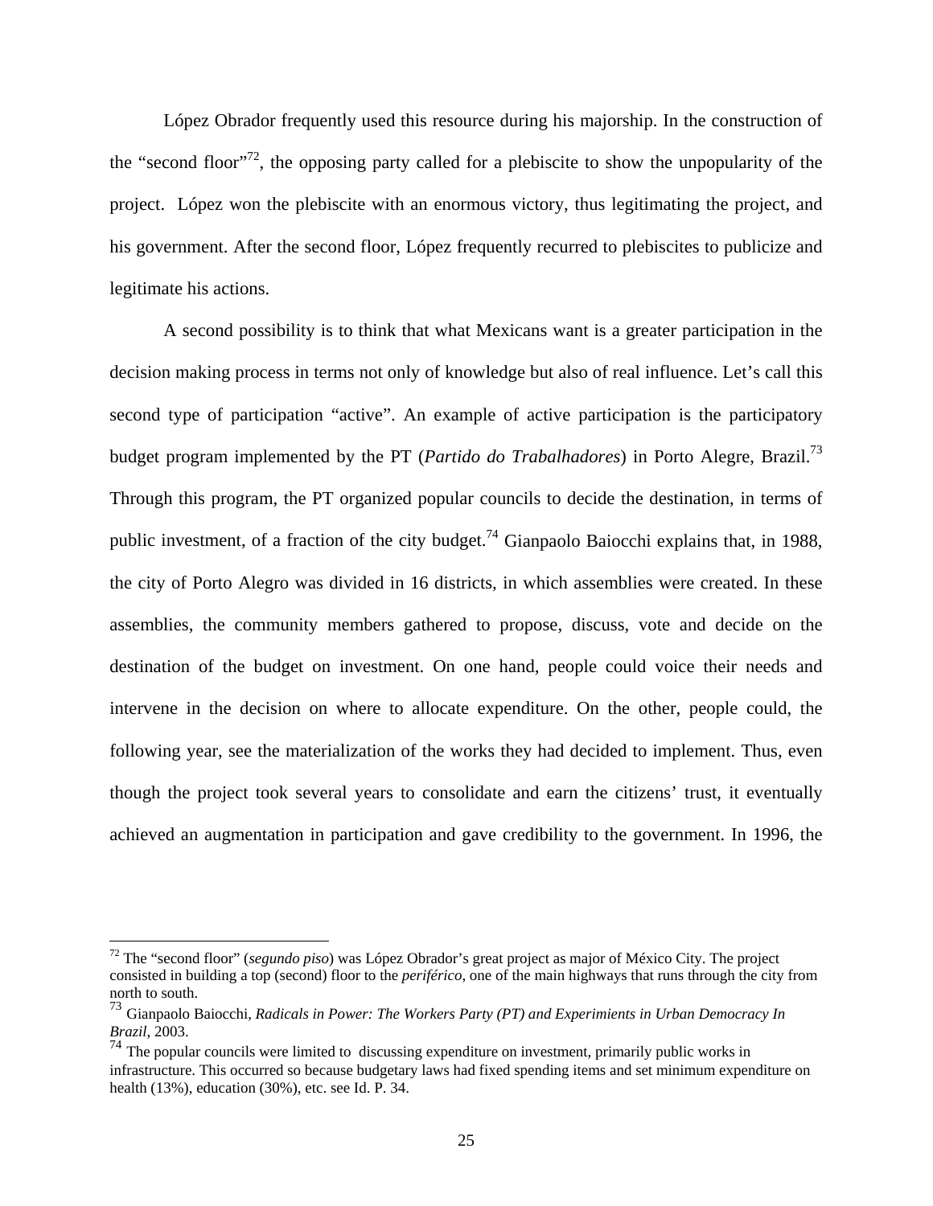López Obrador frequently used this resource during his majorship. In the construction of the "second floor"[72], the opposing party called for a plebiscite to show the unpopularity of the project. López won the plebiscite with an enormous victory, thus legitimating the project, and his government. After the second floor, López frequently recurred to plebiscites to publicize and legitimate his actions.

A second possibility is to think that what Mexicans want is a greater participation in the decision making process in terms not only of knowledge but also of real influence. Let's call this second type of participation "active". An example of active participation is the participatory budget program implemented by the PT (*Partido do Trabalhadores*) in Porto Alegre, Brazil.[73] Through this program, the PT organized popular councils to decide the destination, in terms of public investment, of a fraction of the city budget.[74] Gianpaolo Baiocchi explains that, in 1988, the city of Porto Alegro was divided in 16 districts, in which assemblies were created. In these assemblies, the community members gathered to propose, discuss, vote and decide on the destination of the budget on investment. On one hand, people could voice their needs and intervene in the decision on where to allocate expenditure. On the other, people could, the following year, see the materialization of the works they had decided to implement. Thus, even though the project took several years to consolidate and earn the citizens' trust, it eventually achieved an augmentation in participation and gave credibility to the government. In 1996, the

---

[72] The "second floor" (*segundo piso*) was López Obrador's great project as major of México City. The project consisted in building a top (second) floor to the *periférico*, one of the main highways that runs through the city from north to south.

[73] Gianpaolo Baiocchi, *Radicals in Power: The Workers Party (PT) and Experimients in Urban Democracy In Brazil*, 2003.

[74] The popular councils were limited to discussing expenditure on investment, primarily public works in infrastructure. This occurred so because budgetary laws had fixed spending items and set minimum expenditure on health (13%), education (30%), etc. see Id. P. 34.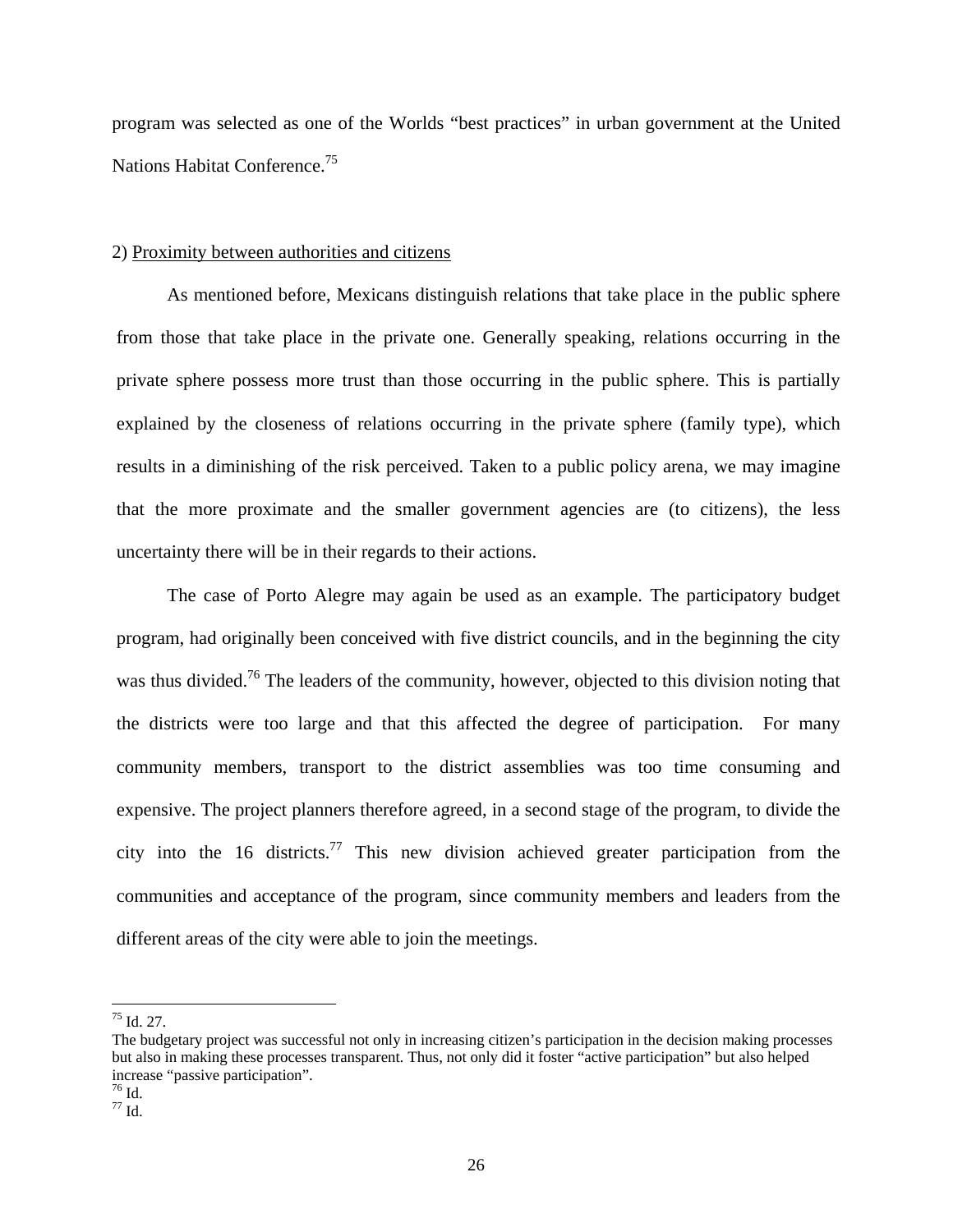program was selected as one of the Worlds "best practices" in urban government at the United Nations Habitat Conference.[75]

2) <u>Proximity between authorities and citizens</u>

As mentioned before, Mexicans distinguish relations that take place in the public sphere from those that take place in the private one. Generally speaking, relations occurring in the private sphere possess more trust than those occurring in the public sphere. This is partially explained by the closeness of relations occurring in the private sphere (family type), which results in a diminishing of the risk perceived. Taken to a public policy arena, we may imagine that the more proximate and the smaller government agencies are (to citizens), the less uncertainty there will be in their regards to their actions.

The case of Porto Alegre may again be used as an example. The participatory budget program, had originally been conceived with five district councils, and in the beginning the city was thus divided.[76] The leaders of the community, however, objected to this division noting that the districts were too large and that this affected the degree of participation. For many community members, transport to the district assemblies was too time consuming and expensive. The project planners therefore agreed, in a second stage of the program, to divide the city into the 16 districts.[77] This new division achieved greater participation from the communities and acceptance of the program, since community members and leaders from the different areas of the city were able to join the meetings.

---

[75] Id. 27.
The budgetary project was successful not only in increasing citizen's participation in the decision making processes but also in making these processes transparent. Thus, not only did it foster "active participation" but also helped increase "passive participation".

[76] Id.

[77] Id.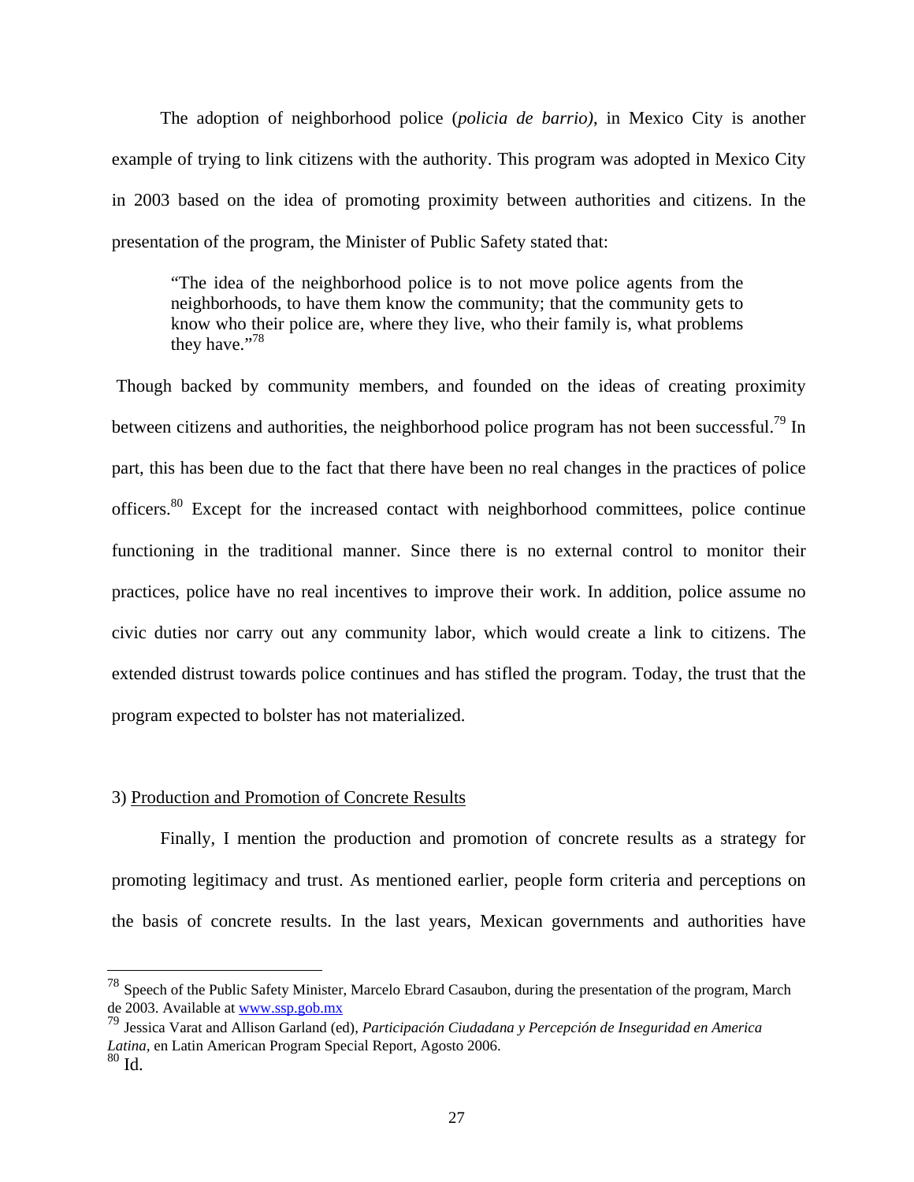The adoption of neighborhood police (*policia de barrio)*, in Mexico City is another example of trying to link citizens with the authority. This program was adopted in Mexico City in 2003 based on the idea of promoting proximity between authorities and citizens. In the presentation of the program, the Minister of Public Safety stated that:

> "The idea of the neighborhood police is to not move police agents from the neighborhoods, to have them know the community; that the community gets to know who their police are, where they live, who their family is, what problems they have."[78]

Though backed by community members, and founded on the ideas of creating proximity between citizens and authorities, the neighborhood police program has not been successful.[79] In part, this has been due to the fact that there have been no real changes in the practices of police officers.[80] Except for the increased contact with neighborhood committees, police continue functioning in the traditional manner. Since there is no external control to monitor their practices, police have no real incentives to improve their work. In addition, police assume no civic duties nor carry out any community labor, which would create a link to citizens. The extended distrust towards police continues and has stifled the program. Today, the trust that the program expected to bolster has not materialized.

3) <u>Production and Promotion of Concrete Results</u>

Finally, I mention the production and promotion of concrete results as a strategy for promoting legitimacy and trust. As mentioned earlier, people form criteria and perceptions on the basis of concrete results. In the last years, Mexican governments and authorities have

---

[78] Speech of the Public Safety Minister, Marcelo Ebrard Casaubon, during the presentation of the program, March de 2003. Available at [www.ssp.gob.mx](http://www.ssp.gob.mx)

[79] Jessica Varat and Allison Garland (ed), *Participación Ciudadana y Percepción de Inseguridad en America Latina,* en Latin American Program Special Report, Agosto 2006.

[80] Id.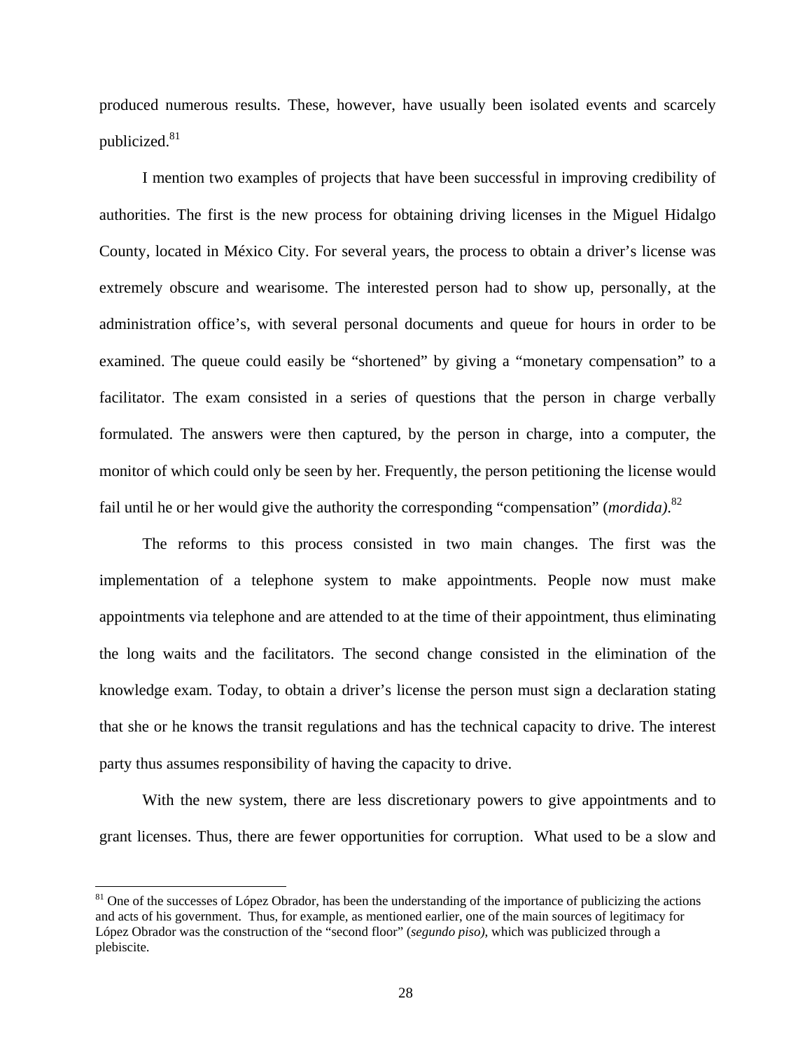produced numerous results. These, however, have usually been isolated events and scarcely publicized.[81]

I mention two examples of projects that have been successful in improving credibility of authorities. The first is the new process for obtaining driving licenses in the Miguel Hidalgo County, located in México City. For several years, the process to obtain a driver's license was extremely obscure and wearisome. The interested person had to show up, personally, at the administration office's, with several personal documents and queue for hours in order to be examined. The queue could easily be "shortened" by giving a "monetary compensation" to a facilitator. The exam consisted in a series of questions that the person in charge verbally formulated. The answers were then captured, by the person in charge, into a computer, the monitor of which could only be seen by her. Frequently, the person petitioning the license would fail until he or her would give the authority the corresponding "compensation" (*mordida).*[82]

The reforms to this process consisted in two main changes. The first was the implementation of a telephone system to make appointments. People now must make appointments via telephone and are attended to at the time of their appointment, thus eliminating the long waits and the facilitators. The second change consisted in the elimination of the knowledge exam. Today, to obtain a driver's license the person must sign a declaration stating that she or he knows the transit regulations and has the technical capacity to drive. The interest party thus assumes responsibility of having the capacity to drive.

With the new system, there are less discretionary powers to give appointments and to grant licenses. Thus, there are fewer opportunities for corruption. What used to be a slow and

---

[81] One of the successes of López Obrador, has been the understanding of the importance of publicizing the actions and acts of his government. Thus, for example, as mentioned earlier, one of the main sources of legitimacy for López Obrador was the construction of the "second floor" (*segundo piso)*, which was publicized through a plebiscite.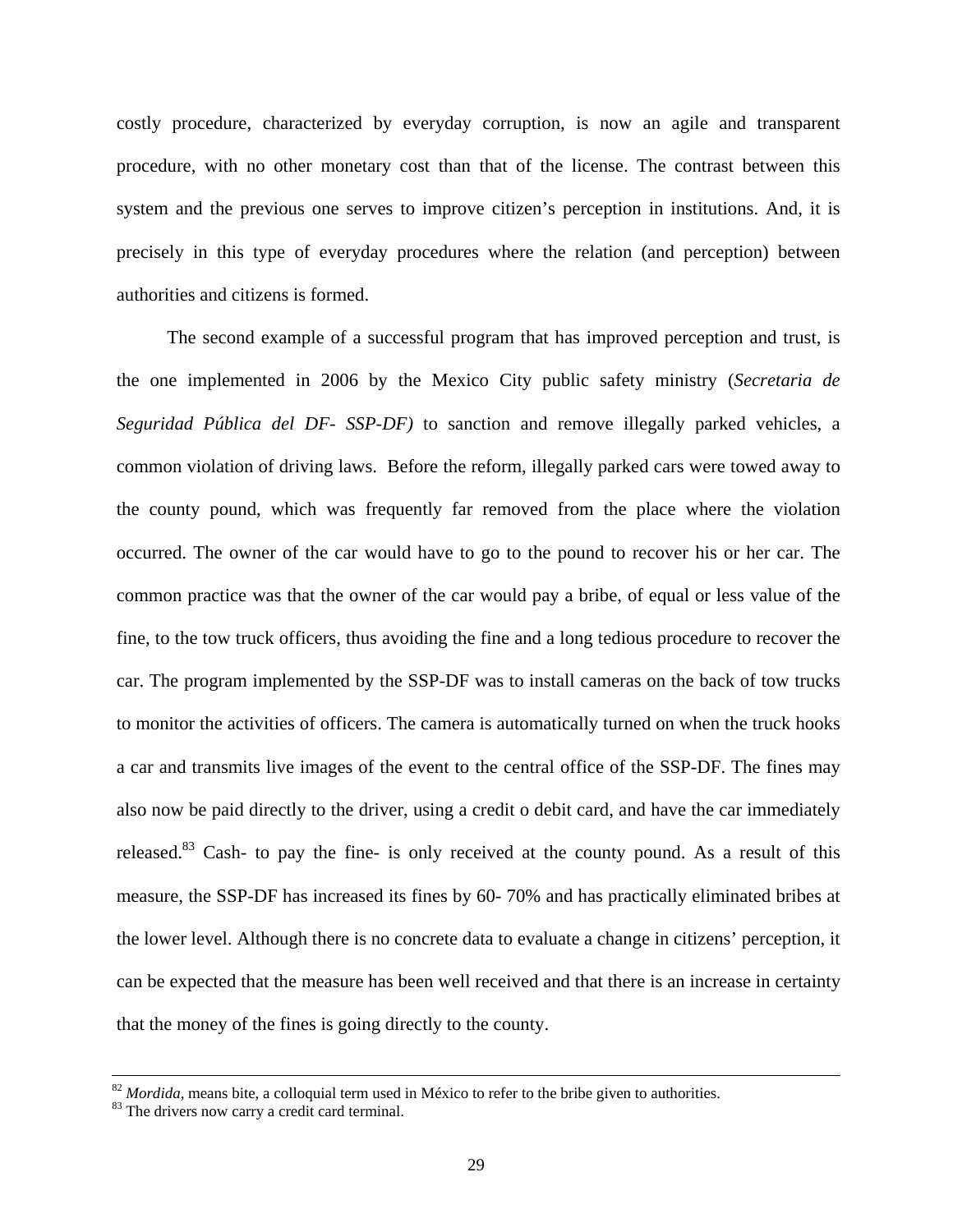costly procedure, characterized by everyday corruption, is now an agile and transparent procedure, with no other monetary cost than that of the license. The contrast between this system and the previous one serves to improve citizen's perception in institutions. And, it is precisely in this type of everyday procedures where the relation (and perception) between authorities and citizens is formed.

The second example of a successful program that has improved perception and trust, is the one implemented in 2006 by the Mexico City public safety ministry (*Secretaria de Seguridad Pública del DF- SSP-DF)* to sanction and remove illegally parked vehicles, a common violation of driving laws. Before the reform, illegally parked cars were towed away to the county pound, which was frequently far removed from the place where the violation occurred. The owner of the car would have to go to the pound to recover his or her car. The common practice was that the owner of the car would pay a bribe, of equal or less value of the fine, to the tow truck officers, thus avoiding the fine and a long tedious procedure to recover the car. The program implemented by the SSP-DF was to install cameras on the back of tow trucks to monitor the activities of officers. The camera is automatically turned on when the truck hooks a car and transmits live images of the event to the central office of the SSP-DF. The fines may also now be paid directly to the driver, using a credit o debit card, and have the car immediately released.[83] Cash- to pay the fine- is only received at the county pound. As a result of this measure, the SSP-DF has increased its fines by 60- 70% and has practically eliminated bribes at the lower level. Although there is no concrete data to evaluate a change in citizens' perception, it can be expected that the measure has been well received and that there is an increase in certainty that the money of the fines is going directly to the county.

---

[82] *Mordida*, means bite, a colloquial term used in México to refer to the bribe given to authorities.
[83] The drivers now carry a credit card terminal.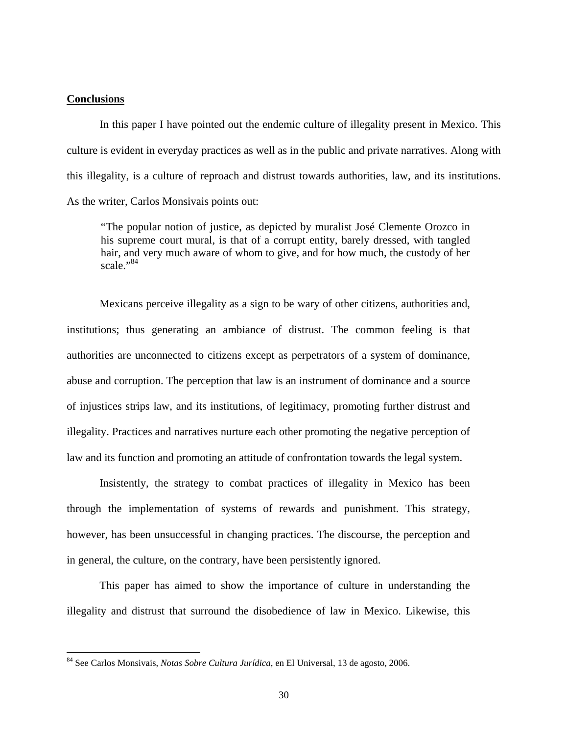## Conclusions

In this paper I have pointed out the endemic culture of illegality present in Mexico. This culture is evident in everyday practices as well as in the public and private narratives. Along with this illegality, is a culture of reproach and distrust towards authorities, law, and its institutions. As the writer, Carlos Monsivais points out:

> "The popular notion of justice, as depicted by muralist José Clemente Orozco in his supreme court mural, is that of a corrupt entity, barely dressed, with tangled hair, and very much aware of whom to give, and for how much, the custody of her scale."[84]

Mexicans perceive illegality as a sign to be wary of other citizens, authorities and, institutions; thus generating an ambiance of distrust. The common feeling is that authorities are unconnected to citizens except as perpetrators of a system of dominance, abuse and corruption. The perception that law is an instrument of dominance and a source of injustices strips law, and its institutions, of legitimacy, promoting further distrust and illegality. Practices and narratives nurture each other promoting the negative perception of law and its function and promoting an attitude of confrontation towards the legal system.

Insistently, the strategy to combat practices of illegality in Mexico has been through the implementation of systems of rewards and punishment. This strategy, however, has been unsuccessful in changing practices. The discourse, the perception and in general, the culture, on the contrary, have been persistently ignored.

This paper has aimed to show the importance of culture in understanding the illegality and distrust that surround the disobedience of law in Mexico. Likewise, this

---

[84] See Carlos Monsivais, *Notas Sobre Cultura Jurídica*, en El Universal, 13 de agosto, 2006.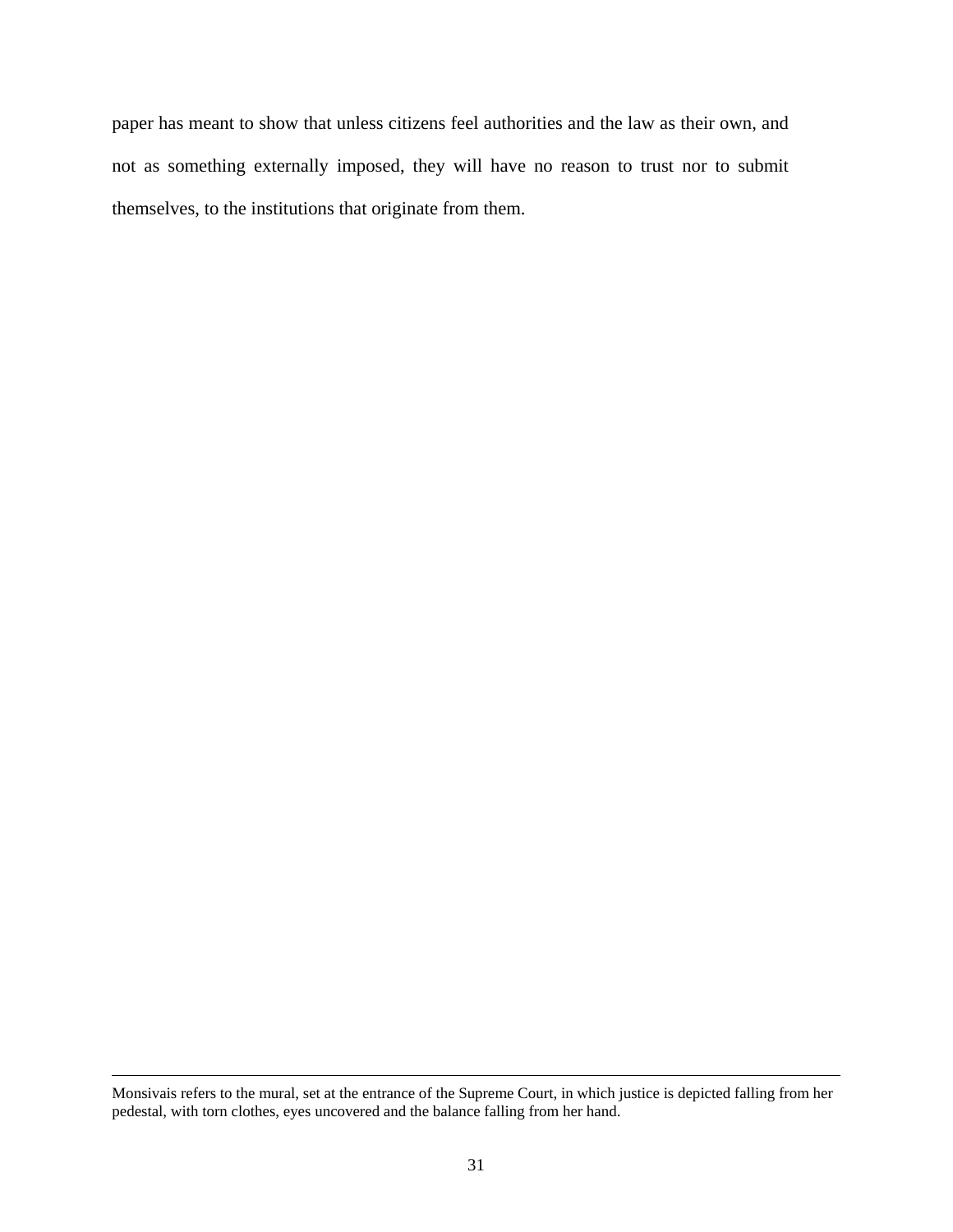paper has meant to show that unless citizens feel authorities and the law as their own, and not as something externally imposed, they will have no reason to trust nor to submit themselves, to the institutions that originate from them.

---

Monsivais refers to the mural, set at the entrance of the Supreme Court, in which justice is depicted falling from her pedestal, with torn clothes, eyes uncovered and the balance falling from her hand.